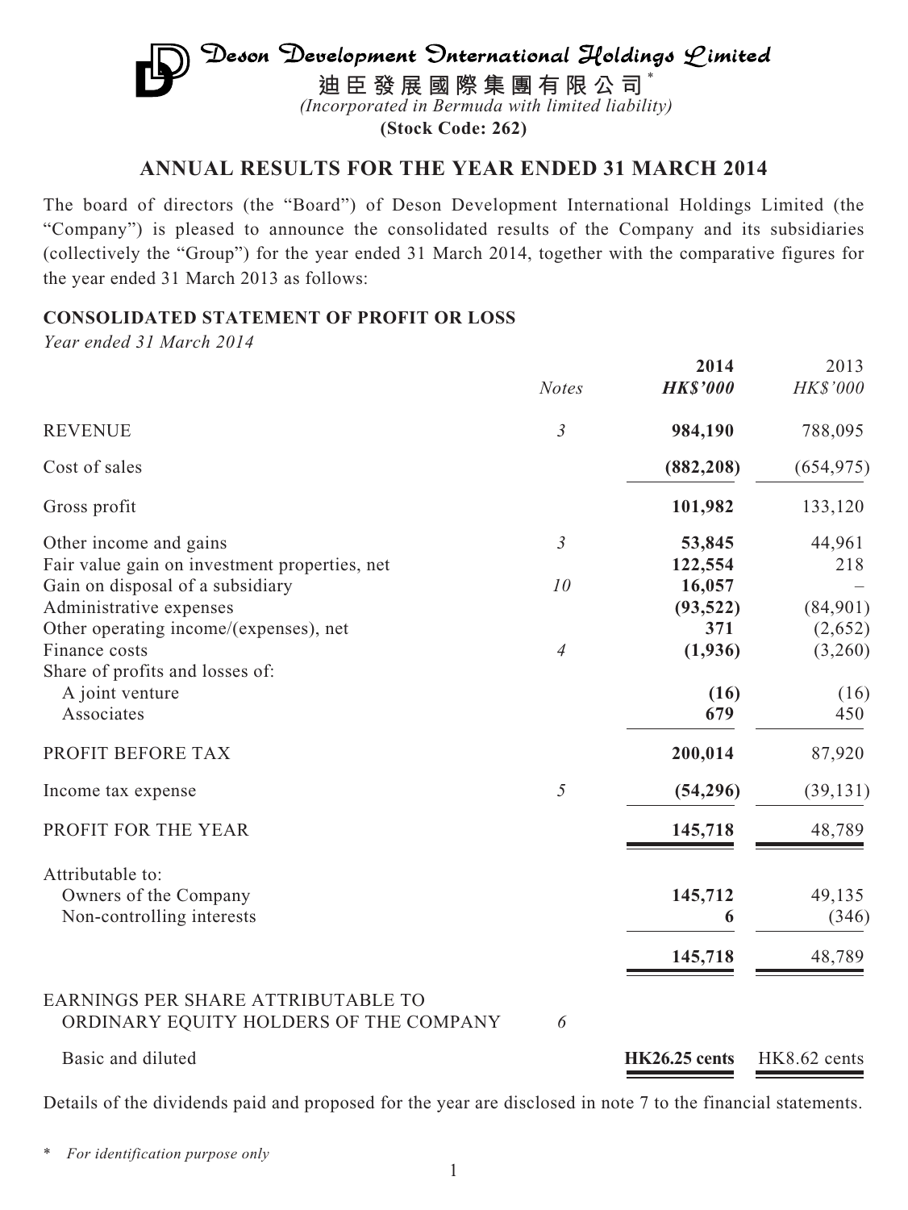# Deson Development International Holdings Limited

**迪臣發展國際集團有限公司***

*(Incorporated in Bermuda with limited liability)*

**(Stock Code: 262)**

## ANNUAL RESULTS FOR THE YEAR ENDED 31 MARCH 2014

The board of directors (the "Board") of Deson Development International Holdings Limited (the "Company") is pleased to announce the consolidated results of the Company and its subsidiaries (collectively the "Group") for the year ended 31 March 2014, together with the comparative figures for the year ended 31 March 2013 as follows:

### CONSOLIDATED STATEMENT OF PROFIT OR LOSS

*Year ended 31 March 2014*

| | *Notes* | **2014** **HK$'000** | 2013 HK$'000 |
|---|---|---|---|
| REVENUE | *3* | **984,190** | 788,095 |
| Cost of sales | | **(882,208)** | (654,975) |
| Gross profit | | **101,982** | 133,120 |
| Other income and gains | *3* | **53,845** | 44,961 |
| Fair value gain on investment properties, net | | **122,554** | 218 |
| Gain on disposal of a subsidiary | *10* | **16,057** | – |
| Administrative expenses | | **(93,522)** | (84,901) |
| Other operating income/(expenses), net | | **371** | (2,652) |
| Finance costs | *4* | **(1,936)** | (3,260) |
| Share of profits and losses of: | | | |
| A joint venture | | **(16)** | (16) |
| Associates | | **679** | 450 |
| PROFIT BEFORE TAX | | **200,014** | 87,920 |
| Income tax expense | *5* | **(54,296)** | (39,131) |
| PROFIT FOR THE YEAR | | **145,718** | 48,789 |
| Attributable to: | | | |
| Owners of the Company | | **145,712** | 49,135 |
| Non-controlling interests | | **6** | (346) |
| | | **145,718** | 48,789 |
| EARNINGS PER SHARE ATTRIBUTABLE TO ORDINARY EQUITY HOLDERS OF THE COMPANY | *6* | | |
| Basic and diluted | | **HK26.25 cents** | HK8.62 cents |

Details of the dividends paid and proposed for the year are disclosed in note 7 to the financial statements.

\* *For identification purpose only*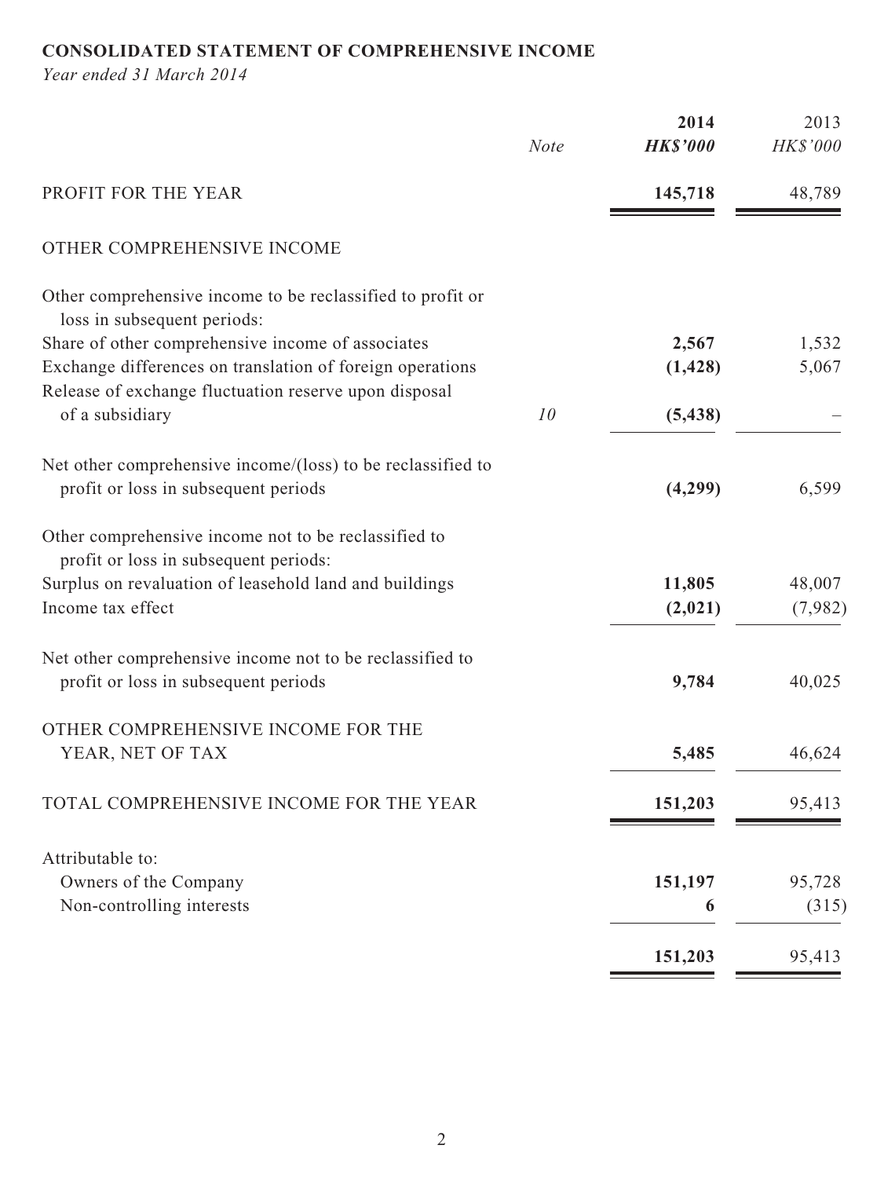**CONSOLIDATED STATEMENT OF COMPREHENSIVE INCOME**

*Year ended 31 March 2014*

| | *Note* | **2014** **HK$'000** | 2013 HK$'000 |
|---|---|---|---|
| PROFIT FOR THE YEAR | | **145,718** | 48,789 |
| OTHER COMPREHENSIVE INCOME | | | |
| Other comprehensive income to be reclassified to profit or loss in subsequent periods: | | | |
| Share of other comprehensive income of associates | | **2,567** | 1,532 |
| Exchange differences on translation of foreign operations | | **(1,428)** | 5,067 |
| Release of exchange fluctuation reserve upon disposal of a subsidiary | *10* | **(5,438)** | – |
| Net other comprehensive income/(loss) to be reclassified to profit or loss in subsequent periods | | **(4,299)** | 6,599 |
| Other comprehensive income not to be reclassified to profit or loss in subsequent periods: | | | |
| Surplus on revaluation of leasehold land and buildings | | **11,805** | 48,007 |
| Income tax effect | | **(2,021)** | (7,982) |
| Net other comprehensive income not to be reclassified to profit or loss in subsequent periods | | **9,784** | 40,025 |
| OTHER COMPREHENSIVE INCOME FOR THE YEAR, NET OF TAX | | **5,485** | 46,624 |
| TOTAL COMPREHENSIVE INCOME FOR THE YEAR | | **151,203** | 95,413 |
| Attributable to: | | | |
| Owners of the Company | | **151,197** | 95,728 |
| Non-controlling interests | | **6** | (315) |
| | | **151,203** | 95,413 |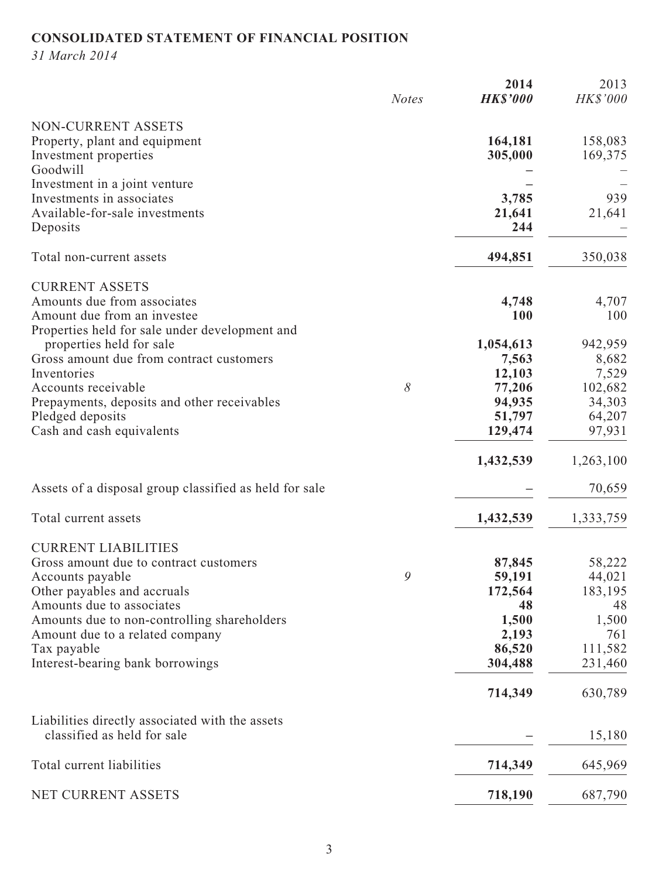## CONSOLIDATED STATEMENT OF FINANCIAL POSITION

*31 March 2014*

| | *Notes* | **2014** | 2013 |
|---|---|---|---|
| | | ***HK$'000*** | *HK$'000* |
| NON-CURRENT ASSETS | | | |
| Property, plant and equipment | | **164,181** | 158,083 |
| Investment properties | | **305,000** | 169,375 |
| Goodwill | | **–** | – |
| Investment in a joint venture | | **–** | – |
| Investments in associates | | **3,785** | 939 |
| Available-for-sale investments | | **21,641** | 21,641 |
| Deposits | | **244** | – |
| Total non-current assets | | **494,851** | 350,038 |
| CURRENT ASSETS | | | |
| Amounts due from associates | | **4,748** | 4,707 |
| Amount due from an investee | | **100** | 100 |
| Properties held for sale under development and properties held for sale | | **1,054,613** | 942,959 |
| Gross amount due from contract customers | | **7,563** | 8,682 |
| Inventories | | **12,103** | 7,529 |
| Accounts receivable | *8* | **77,206** | 102,682 |
| Prepayments, deposits and other receivables | | **94,935** | 34,303 |
| Pledged deposits | | **51,797** | 64,207 |
| Cash and cash equivalents | | **129,474** | 97,931 |
| | | **1,432,539** | 1,263,100 |
| Assets of a disposal group classified as held for sale | | **–** | 70,659 |
| Total current assets | | **1,432,539** | 1,333,759 |
| CURRENT LIABILITIES | | | |
| Gross amount due to contract customers | | **87,845** | 58,222 |
| Accounts payable | *9* | **59,191** | 44,021 |
| Other payables and accruals | | **172,564** | 183,195 |
| Amounts due to associates | | **48** | 48 |
| Amounts due to non-controlling shareholders | | **1,500** | 1,500 |
| Amount due to a related company | | **2,193** | 761 |
| Tax payable | | **86,520** | 111,582 |
| Interest-bearing bank borrowings | | **304,488** | 231,460 |
| | | **714,349** | 630,789 |
| Liabilities directly associated with the assets classified as held for sale | | **–** | 15,180 |
| Total current liabilities | | **714,349** | 645,969 |
| NET CURRENT ASSETS | | **718,190** | 687,790 |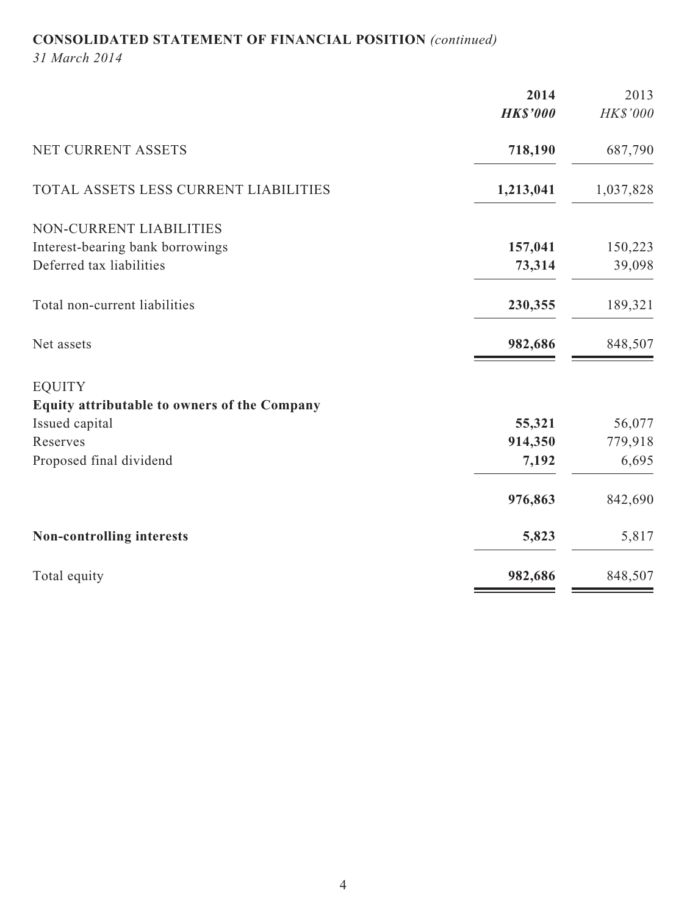## CONSOLIDATED STATEMENT OF FINANCIAL POSITION *(continued)*

*31 March 2014*

| | 2014 | 2013 |
|---|---|---|
| | ***HK$'000*** | *HK$'000* |
| NET CURRENT ASSETS | **718,190** | 687,790 |
| TOTAL ASSETS LESS CURRENT LIABILITIES | **1,213,041** | 1,037,828 |
| NON-CURRENT LIABILITIES | | |
| Interest-bearing bank borrowings | **157,041** | 150,223 |
| Deferred tax liabilities | **73,314** | 39,098 |
| Total non-current liabilities | **230,355** | 189,321 |
| Net assets | **982,686** | 848,507 |
| EQUITY | | |
| **Equity attributable to owners of the Company** | | |
| Issued capital | **55,321** | 56,077 |
| Reserves | **914,350** | 779,918 |
| Proposed final dividend | **7,192** | 6,695 |
| | **976,863** | 842,690 |
| **Non-controlling interests** | **5,823** | 5,817 |
| Total equity | **982,686** | 848,507 |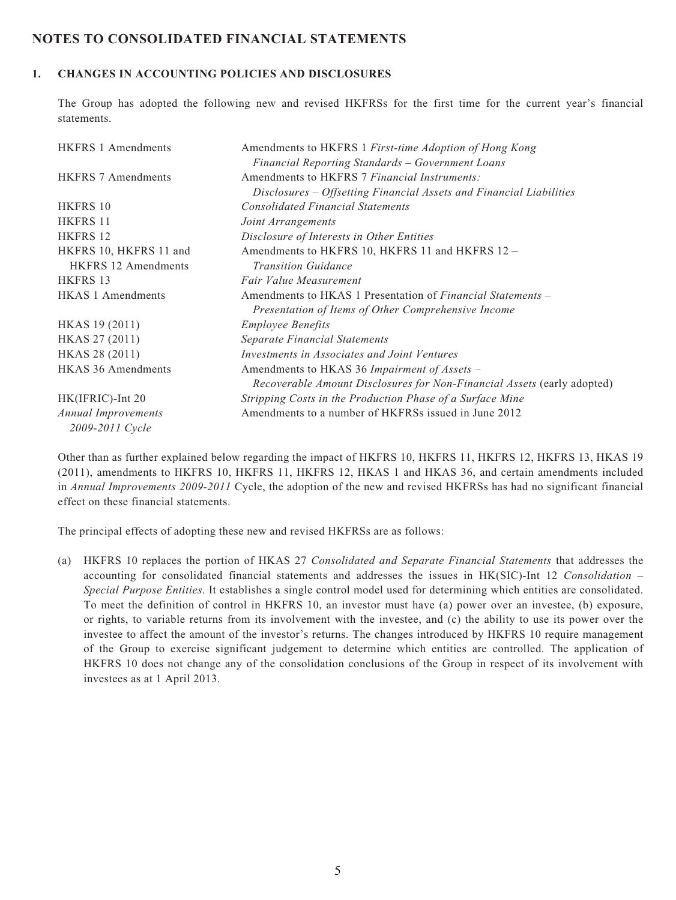## NOTES TO CONSOLIDATED FINANCIAL STATEMENTS

### 1. CHANGES IN ACCOUNTING POLICIES AND DISCLOSURES

The Group has adopted the following new and revised HKFRSs for the first time for the current year's financial statements.

| | |
|---|---|
| HKFRS 1 Amendments | Amendments to HKFRS 1 *First-time Adoption of Hong Kong Financial Reporting Standards – Government Loans* |
| HKFRS 7 Amendments | Amendments to HKFRS 7 *Financial Instruments: Disclosures – Offsetting Financial Assets and Financial Liabilities* |
| HKFRS 10 | *Consolidated Financial Statements* |
| HKFRS 11 | *Joint Arrangements* |
| HKFRS 12 | *Disclosure of Interests in Other Entities* |
| HKFRS 10, HKFRS 11 and HKFRS 12 Amendments | Amendments to HKFRS 10, HKFRS 11 and HKFRS 12 – *Transition Guidance* |
| HKFRS 13 | *Fair Value Measurement* |
| HKAS 1 Amendments | Amendments to HKAS 1 Presentation of *Financial Statements – Presentation of Items of Other Comprehensive Income* |
| HKAS 19 (2011) | *Employee Benefits* |
| HKAS 27 (2011) | *Separate Financial Statements* |
| HKAS 28 (2011) | *Investments in Associates and Joint Ventures* |
| HKAS 36 Amendments | Amendments to HKAS 36 *Impairment of Assets – Recoverable Amount Disclosures for Non-Financial Assets* (early adopted) |
| HK(IFRIC)-Int 20 | *Stripping Costs in the Production Phase of a Surface Mine* |
| *Annual Improvements 2009-2011 Cycle* | Amendments to a number of HKFRSs issued in June 2012 |

Other than as further explained below regarding the impact of HKFRS 10, HKFRS 11, HKFRS 12, HKFRS 13, HKAS 19 (2011), amendments to HKFRS 10, HKFRS 11, HKFRS 12, HKAS 1 and HKAS 36, and certain amendments included in *Annual Improvements 2009-2011* Cycle, the adoption of the new and revised HKFRSs has had no significant financial effect on these financial statements.

The principal effects of adopting these new and revised HKFRSs are as follows:

(a) HKFRS 10 replaces the portion of HKAS 27 *Consolidated and Separate Financial Statements* that addresses the accounting for consolidated financial statements and addresses the issues in HK(SIC)-Int 12 *Consolidation – Special Purpose Entities*. It establishes a single control model used for determining which entities are consolidated. To meet the definition of control in HKFRS 10, an investor must have (a) power over an investee, (b) exposure, or rights, to variable returns from its involvement with the investee, and (c) the ability to use its power over the investee to affect the amount of the investor's returns. The changes introduced by HKFRS 10 require management of the Group to exercise significant judgement to determine which entities are controlled. The application of HKFRS 10 does not change any of the consolidation conclusions of the Group in respect of its involvement with investees as at 1 April 2013.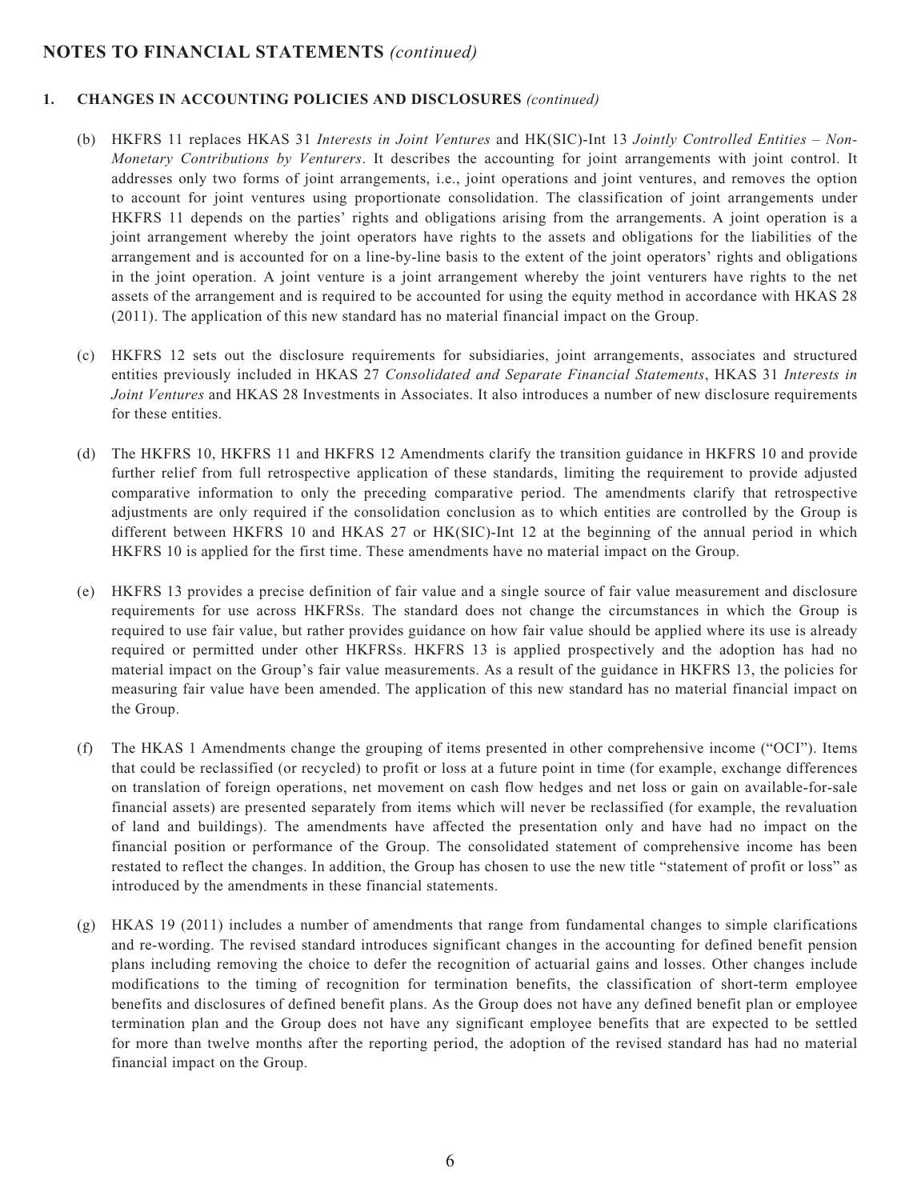## NOTES TO FINANCIAL STATEMENTS *(continued)*

### 1. CHANGES IN ACCOUNTING POLICIES AND DISCLOSURES *(continued)*

(b) HKFRS 11 replaces HKAS 31 *Interests in Joint Ventures* and HK(SIC)-Int 13 *Jointly Controlled Entities – Non-Monetary Contributions by Venturers*. It describes the accounting for joint arrangements with joint control. It addresses only two forms of joint arrangements, i.e., joint operations and joint ventures, and removes the option to account for joint ventures using proportionate consolidation. The classification of joint arrangements under HKFRS 11 depends on the parties' rights and obligations arising from the arrangements. A joint operation is a joint arrangement whereby the joint operators have rights to the assets and obligations for the liabilities of the arrangement and is accounted for on a line-by-line basis to the extent of the joint operators' rights and obligations in the joint operation. A joint venture is a joint arrangement whereby the joint venturers have rights to the net assets of the arrangement and is required to be accounted for using the equity method in accordance with HKAS 28 (2011). The application of this new standard has no material financial impact on the Group.

(c) HKFRS 12 sets out the disclosure requirements for subsidiaries, joint arrangements, associates and structured entities previously included in HKAS 27 *Consolidated and Separate Financial Statements*, HKAS 31 *Interests in Joint Ventures* and HKAS 28 Investments in Associates. It also introduces a number of new disclosure requirements for these entities.

(d) The HKFRS 10, HKFRS 11 and HKFRS 12 Amendments clarify the transition guidance in HKFRS 10 and provide further relief from full retrospective application of these standards, limiting the requirement to provide adjusted comparative information to only the preceding comparative period. The amendments clarify that retrospective adjustments are only required if the consolidation conclusion as to which entities are controlled by the Group is different between HKFRS 10 and HKAS 27 or HK(SIC)-Int 12 at the beginning of the annual period in which HKFRS 10 is applied for the first time. These amendments have no material impact on the Group.

(e) HKFRS 13 provides a precise definition of fair value and a single source of fair value measurement and disclosure requirements for use across HKFRSs. The standard does not change the circumstances in which the Group is required to use fair value, but rather provides guidance on how fair value should be applied where its use is already required or permitted under other HKFRSs. HKFRS 13 is applied prospectively and the adoption has had no material impact on the Group's fair value measurements. As a result of the guidance in HKFRS 13, the policies for measuring fair value have been amended. The application of this new standard has no material financial impact on the Group.

(f) The HKAS 1 Amendments change the grouping of items presented in other comprehensive income ("OCI"). Items that could be reclassified (or recycled) to profit or loss at a future point in time (for example, exchange differences on translation of foreign operations, net movement on cash flow hedges and net loss or gain on available-for-sale financial assets) are presented separately from items which will never be reclassified (for example, the revaluation of land and buildings). The amendments have affected the presentation only and have had no impact on the financial position or performance of the Group. The consolidated statement of comprehensive income has been restated to reflect the changes. In addition, the Group has chosen to use the new title "statement of profit or loss" as introduced by the amendments in these financial statements.

(g) HKAS 19 (2011) includes a number of amendments that range from fundamental changes to simple clarifications and re-wording. The revised standard introduces significant changes in the accounting for defined benefit pension plans including removing the choice to defer the recognition of actuarial gains and losses. Other changes include modifications to the timing of recognition for termination benefits, the classification of short-term employee benefits and disclosures of defined benefit plans. As the Group does not have any defined benefit plan or employee termination plan and the Group does not have any significant employee benefits that are expected to be settled for more than twelve months after the reporting period, the adoption of the revised standard has had no material financial impact on the Group.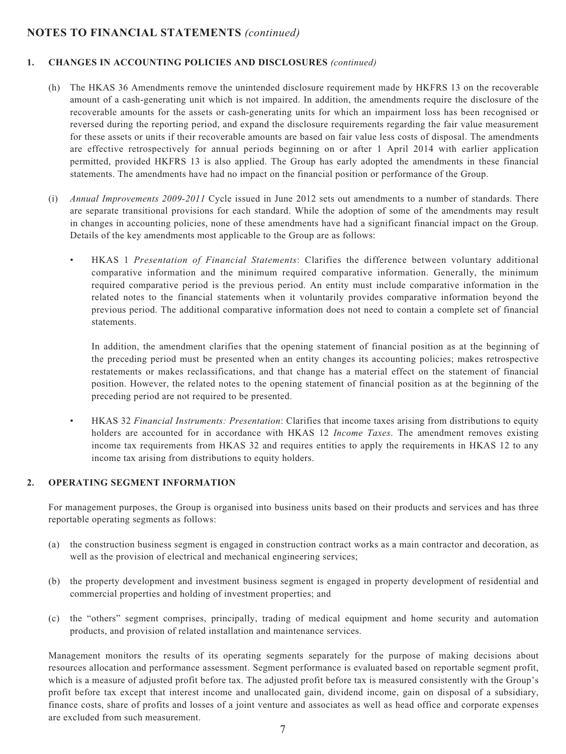## NOTES TO FINANCIAL STATEMENTS *(continued)*

### 1. CHANGES IN ACCOUNTING POLICIES AND DISCLOSURES *(continued)*

(h) The HKAS 36 Amendments remove the unintended disclosure requirement made by HKFRS 13 on the recoverable amount of a cash-generating unit which is not impaired. In addition, the amendments require the disclosure of the recoverable amounts for the assets or cash-generating units for which an impairment loss has been recognised or reversed during the reporting period, and expand the disclosure requirements regarding the fair value measurement for these assets or units if their recoverable amounts are based on fair value less costs of disposal. The amendments are effective retrospectively for annual periods beginning on or after 1 April 2014 with earlier application permitted, provided HKFRS 13 is also applied. The Group has early adopted the amendments in these financial statements. The amendments have had no impact on the financial position or performance of the Group.

(i) *Annual Improvements 2009-2011* Cycle issued in June 2012 sets out amendments to a number of standards. There are separate transitional provisions for each standard. While the adoption of some of the amendments may result in changes in accounting policies, none of these amendments have had a significant financial impact on the Group. Details of the key amendments most applicable to the Group are as follows:

- HKAS 1 *Presentation of Financial Statements*: Clarifies the difference between voluntary additional comparative information and the minimum required comparative information. Generally, the minimum required comparative period is the previous period. An entity must include comparative information in the related notes to the financial statements when it voluntarily provides comparative information beyond the previous period. The additional comparative information does not need to contain a complete set of financial statements.

  In addition, the amendment clarifies that the opening statement of financial position as at the beginning of the preceding period must be presented when an entity changes its accounting policies; makes retrospective restatements or makes reclassifications, and that change has a material effect on the statement of financial position. However, the related notes to the opening statement of financial position as at the beginning of the preceding period are not required to be presented.

- HKAS 32 *Financial Instruments: Presentation*: Clarifies that income taxes arising from distributions to equity holders are accounted for in accordance with HKAS 12 *Income Taxes*. The amendment removes existing income tax requirements from HKAS 32 and requires entities to apply the requirements in HKAS 12 to any income tax arising from distributions to equity holders.

### 2. OPERATING SEGMENT INFORMATION

For management purposes, the Group is organised into business units based on their products and services and has three reportable operating segments as follows:

(a) the construction business segment is engaged in construction contract works as a main contractor and decoration, as well as the provision of electrical and mechanical engineering services;

(b) the property development and investment business segment is engaged in property development of residential and commercial properties and holding of investment properties; and

(c) the "others" segment comprises, principally, trading of medical equipment and home security and automation products, and provision of related installation and maintenance services.

Management monitors the results of its operating segments separately for the purpose of making decisions about resources allocation and performance assessment. Segment performance is evaluated based on reportable segment profit, which is a measure of adjusted profit before tax. The adjusted profit before tax is measured consistently with the Group's profit before tax except that interest income and unallocated gain, dividend income, gain on disposal of a subsidiary, finance costs, share of profits and losses of a joint venture and associates as well as head office and corporate expenses are excluded from such measurement.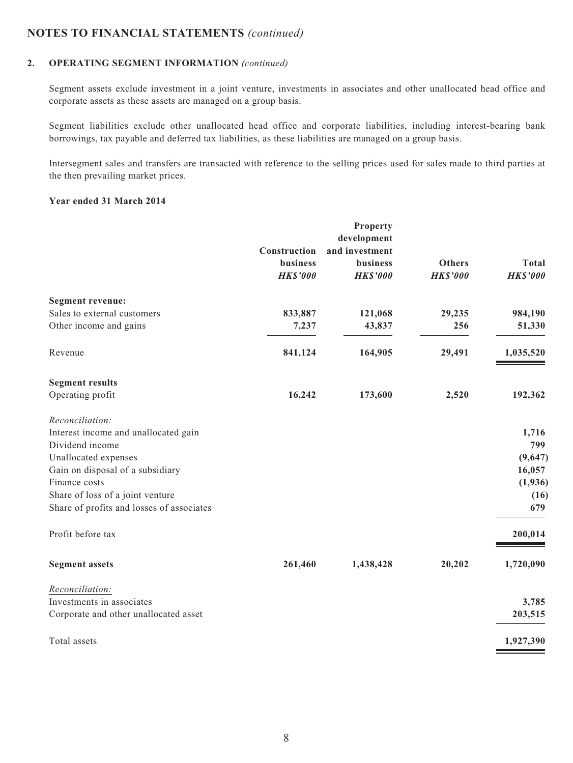## NOTES TO FINANCIAL STATEMENTS *(continued)*

### 2. OPERATING SEGMENT INFORMATION *(continued)*

Segment assets exclude investment in a joint venture, investments in associates and other unallocated head office and corporate assets as these assets are managed on a group basis.

Segment liabilities exclude other unallocated head office and corporate liabilities, including interest-bearing bank borrowings, tax payable and deferred tax liabilities, as these liabilities are managed on a group basis.

Intersegment sales and transfers are transacted with reference to the selling prices used for sales made to third parties at the then prevailing market prices.

**Year ended 31 March 2014**

| | Construction business *HK$'000* | Property development and investment business *HK$'000* | Others *HK$'000* | Total *HK$'000* |
|---|---|---|---|---|
| **Segment revenue:** | | | | |
| Sales to external customers | 833,887 | 121,068 | 29,235 | 984,190 |
| Other income and gains | 7,237 | 43,837 | 256 | 51,330 |
| Revenue | 841,124 | 164,905 | 29,491 | 1,035,520 |
| **Segment results** | | | | |
| Operating profit | 16,242 | 173,600 | 2,520 | 192,362 |
| *Reconciliation:* | | | | |
| Interest income and unallocated gain | | | | 1,716 |
| Dividend income | | | | 799 |
| Unallocated expenses | | | | (9,647) |
| Gain on disposal of a subsidiary | | | | 16,057 |
| Finance costs | | | | (1,936) |
| Share of loss of a joint venture | | | | (16) |
| Share of profits and losses of associates | | | | 679 |
| Profit before tax | | | | 200,014 |
| **Segment assets** | 261,460 | 1,438,428 | 20,202 | 1,720,090 |
| *Reconciliation:* | | | | |
| Investments in associates | | | | 3,785 |
| Corporate and other unallocated asset | | | | 203,515 |
| Total assets | | | | 1,927,390 |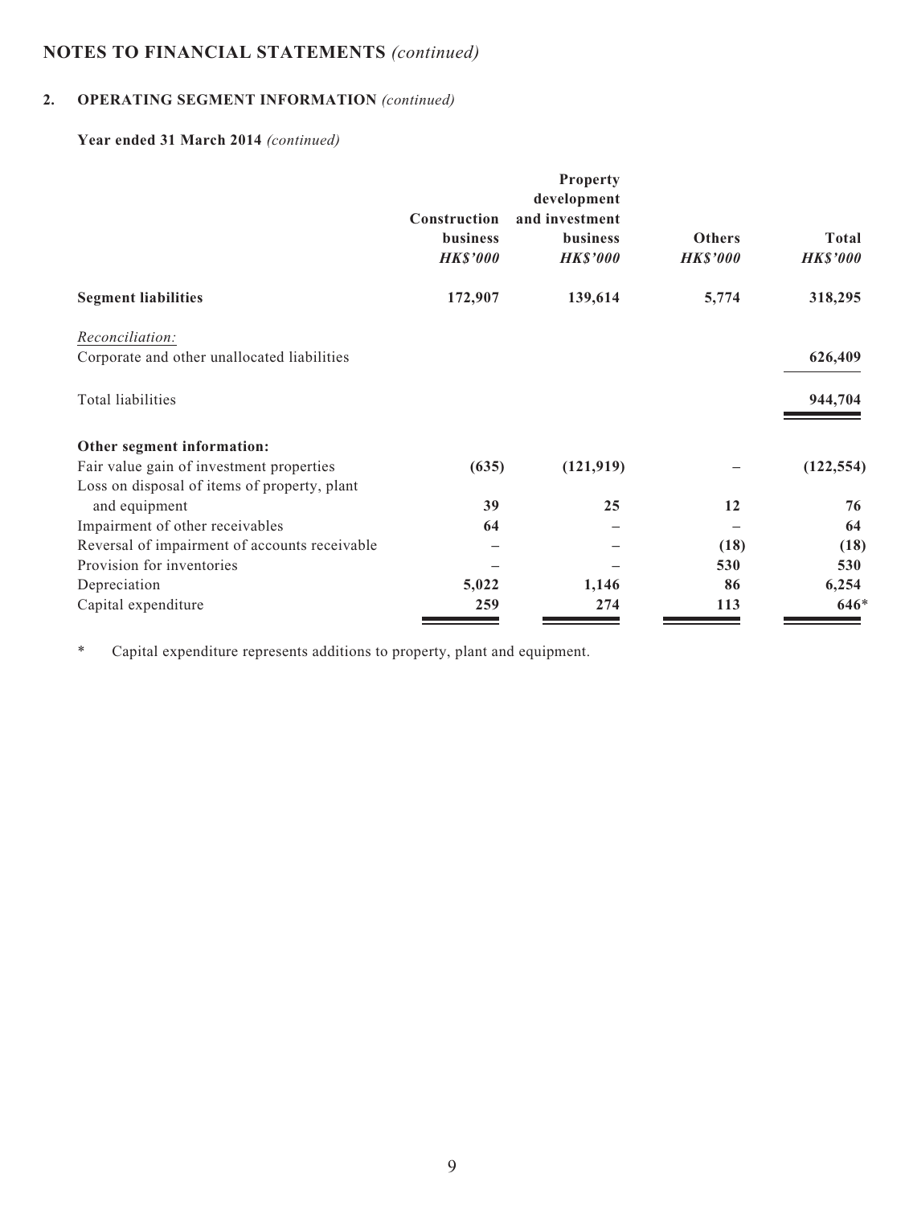# NOTES TO FINANCIAL STATEMENTS *(continued)*

## 2. OPERATING SEGMENT INFORMATION *(continued)*

### Year ended 31 March 2014 *(continued)*

| | Construction business *HK$'000* | Property development and investment business *HK$'000* | Others *HK$'000* | Total *HK$'000* |
|---|---|---|---|---|
| **Segment liabilities** | **172,907** | **139,614** | **5,774** | **318,295** |
| *Reconciliation:* | | | | |
| Corporate and other unallocated liabilities | | | | **626,409** |
| Total liabilities | | | | **944,704** |
| **Other segment information:** | | | | |
| Fair value gain of investment properties | **(635)** | **(121,919)** | **–** | **(122,554)** |
| Loss on disposal of items of property, plant and equipment | **39** | **25** | **12** | **76** |
| Impairment of other receivables | **64** | **–** | **–** | **64** |
| Reversal of impairment of accounts receivable | **–** | **–** | **(18)** | **(18)** |
| Provision for inventories | **–** | **–** | **530** | **530** |
| Depreciation | **5,022** | **1,146** | **86** | **6,254** |
| Capital expenditure | **259** | **274** | **113** | **646*** |

\* Capital expenditure represents additions to property, plant and equipment.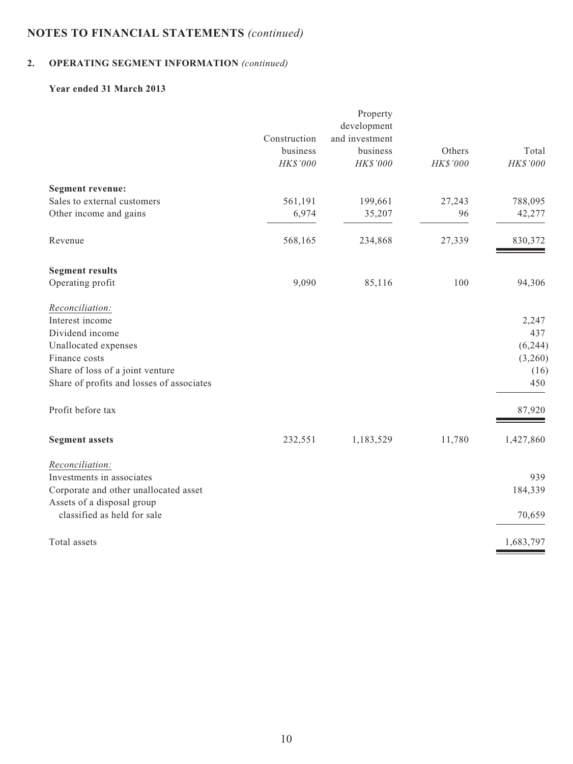# NOTES TO FINANCIAL STATEMENTS *(continued)*

## 2. OPERATING SEGMENT INFORMATION *(continued)*

### Year ended 31 March 2013

| | Construction business *HK$'000* | Property development and investment business *HK$'000* | Others *HK$'000* | Total *HK$'000* |
|---|---|---|---|---|
| **Segment revenue:** | | | | |
| Sales to external customers | 561,191 | 199,661 | 27,243 | 788,095 |
| Other income and gains | 6,974 | 35,207 | 96 | 42,277 |
| Revenue | 568,165 | 234,868 | 27,339 | 830,372 |
| **Segment results** | | | | |
| Operating profit | 9,090 | 85,116 | 100 | 94,306 |
| *Reconciliation:* | | | | |
| Interest income | | | | 2,247 |
| Dividend income | | | | 437 |
| Unallocated expenses | | | | (6,244) |
| Finance costs | | | | (3,260) |
| Share of loss of a joint venture | | | | (16) |
| Share of profits and losses of associates | | | | 450 |
| Profit before tax | | | | 87,920 |
| **Segment assets** | 232,551 | 1,183,529 | 11,780 | 1,427,860 |
| *Reconciliation:* | | | | |
| Investments in associates | | | | 939 |
| Corporate and other unallocated asset | | | | 184,339 |
| Assets of a disposal group classified as held for sale | | | | 70,659 |
| Total assets | | | | 1,683,797 |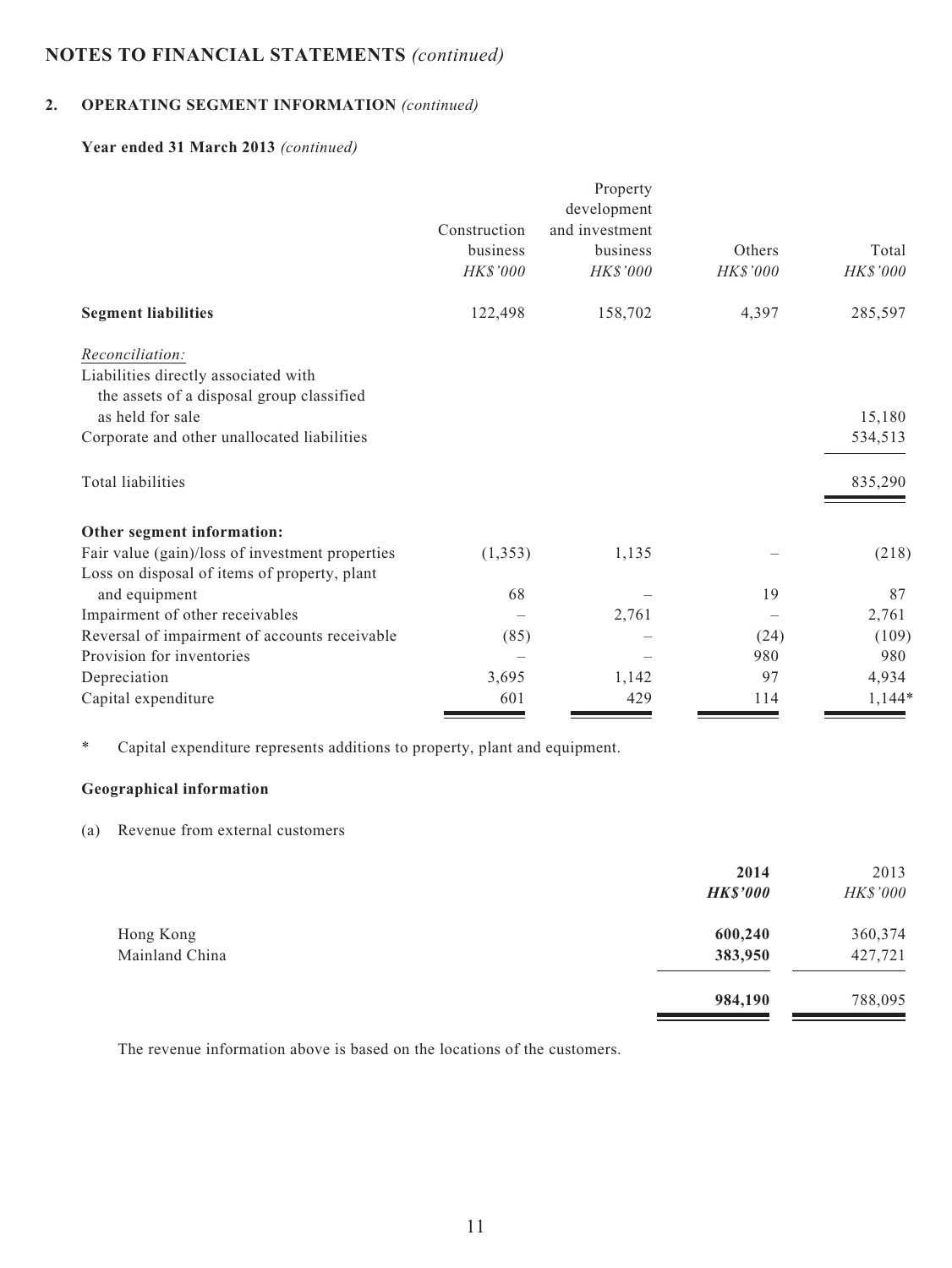## NOTES TO FINANCIAL STATEMENTS *(continued)*

### 2. OPERATING SEGMENT INFORMATION *(continued)*

**Year ended 31 March 2013** *(continued)*

| | Construction business *HK$'000* | Property development and investment business *HK$'000* | Others *HK$'000* | Total *HK$'000* |
|---|---|---|---|---|
| **Segment liabilities** | 122,498 | 158,702 | 4,397 | 285,597 |
| *Reconciliation:* | | | | |
| Liabilities directly associated with the assets of a disposal group classified as held for sale | | | | 15,180 |
| Corporate and other unallocated liabilities | | | | 534,513 |
| Total liabilities | | | | 835,290 |
| **Other segment information:** | | | | |
| Fair value (gain)/loss of investment properties | (1,353) | 1,135 | – | (218) |
| Loss on disposal of items of property, plant and equipment | 68 | – | 19 | 87 |
| Impairment of other receivables | – | 2,761 | – | 2,761 |
| Reversal of impairment of accounts receivable | (85) | – | (24) | (109) |
| Provision for inventories | – | – | 980 | 980 |
| Depreciation | 3,695 | 1,142 | 97 | 4,934 |
| Capital expenditure | 601 | 429 | 114 | 1,144* |

\* Capital expenditure represents additions to property, plant and equipment.

**Geographical information**

(a) Revenue from external customers

| | **2014** ***HK$'000*** | 2013 *HK$'000* |
|---|---|---|
| Hong Kong | **600,240** | 360,374 |
| Mainland China | **383,950** | 427,721 |
| | **984,190** | 788,095 |

The revenue information above is based on the locations of the customers.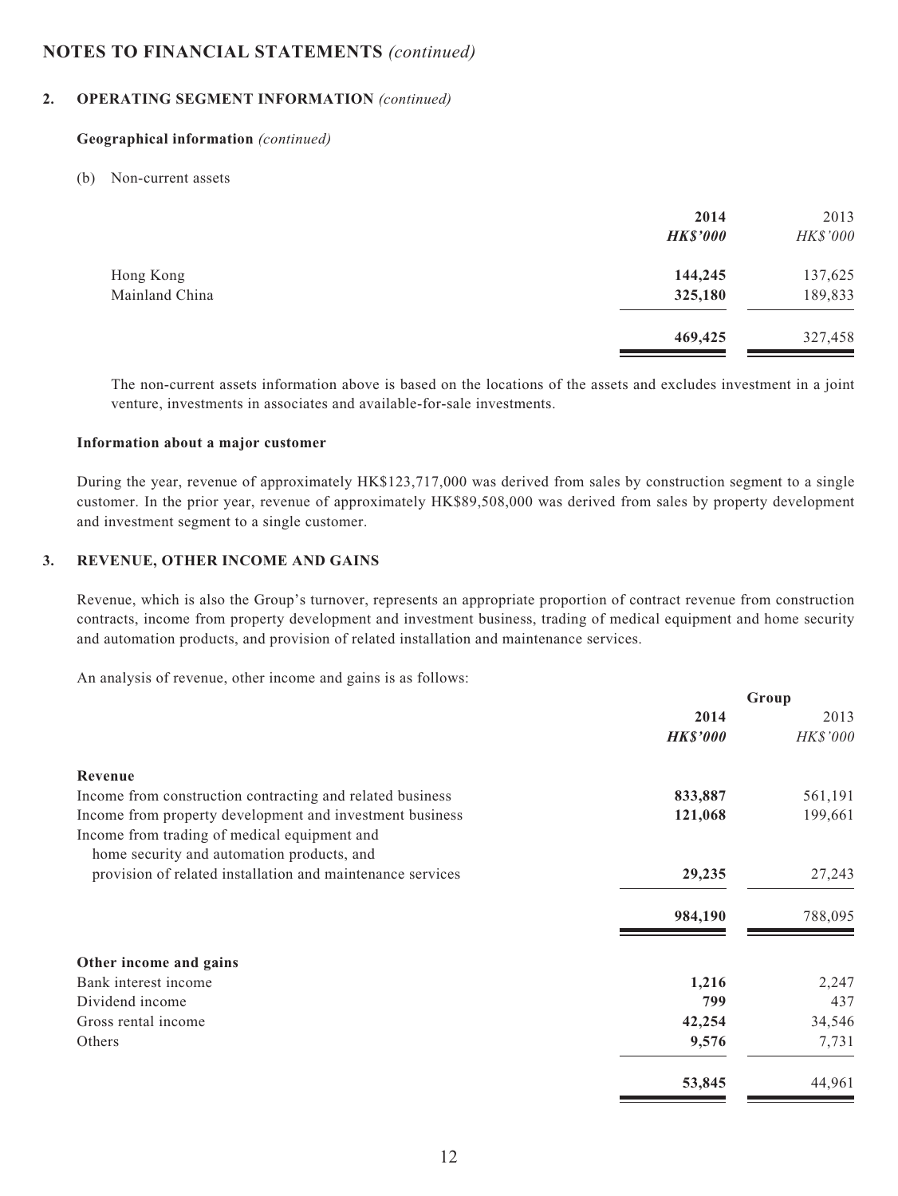## NOTES TO FINANCIAL STATEMENTS *(continued)*

### 2. OPERATING SEGMENT INFORMATION *(continued)*

**Geographical information** *(continued)*

(b) Non-current assets

| | 2014 | 2013 |
|---|---|---|
| | ***HK$'000*** | *HK$'000* |
| Hong Kong | **144,245** | 137,625 |
| Mainland China | **325,180** | 189,833 |
| | **469,425** | 327,458 |

The non-current assets information above is based on the locations of the assets and excludes investment in a joint venture, investments in associates and available-for-sale investments.

**Information about a major customer**

During the year, revenue of approximately HK$123,717,000 was derived from sales by construction segment to a single customer. In the prior year, revenue of approximately HK$89,508,000 was derived from sales by property development and investment segment to a single customer.

### 3. REVENUE, OTHER INCOME AND GAINS

Revenue, which is also the Group's turnover, represents an appropriate proportion of contract revenue from construction contracts, income from property development and investment business, trading of medical equipment and home security and automation products, and provision of related installation and maintenance services.

An analysis of revenue, other income and gains is as follows:

| | **Group** | |
|---|---|---|
| | **2014** | 2013 |
| | ***HK$'000*** | *HK$'000* |
| **Revenue** | | |
| Income from construction contracting and related business | **833,887** | 561,191 |
| Income from property development and investment business | **121,068** | 199,661 |
| Income from trading of medical equipment and home security and automation products, and provision of related installation and maintenance services | **29,235** | 27,243 |
| | **984,190** | 788,095 |
| **Other income and gains** | | |
| Bank interest income | **1,216** | 2,247 |
| Dividend income | **799** | 437 |
| Gross rental income | **42,254** | 34,546 |
| Others | **9,576** | 7,731 |
| | **53,845** | 44,961 |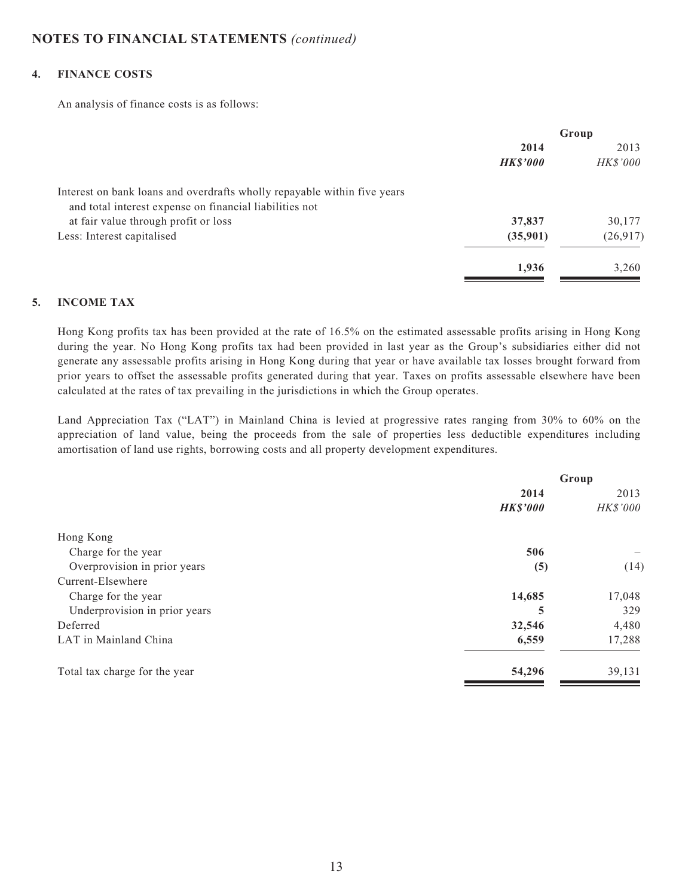## NOTES TO FINANCIAL STATEMENTS *(continued)*

### 4. FINANCE COSTS

An analysis of finance costs is as follows:

| | Group | |
|---|---|---|
| | **2014** | 2013 |
| | ***HK$'000*** | *HK$'000* |
| Interest on bank loans and overdrafts wholly repayable within five years and total interest expense on financial liabilities not at fair value through profit or loss | **37,837** | 30,177 |
| Less: Interest capitalised | **(35,901)** | (26,917) |
| | **1,936** | 3,260 |

### 5. INCOME TAX

Hong Kong profits tax has been provided at the rate of 16.5% on the estimated assessable profits arising in Hong Kong during the year. No Hong Kong profits tax had been provided in last year as the Group's subsidiaries either did not generate any assessable profits arising in Hong Kong during that year or have available tax losses brought forward from prior years to offset the assessable profits generated during that year. Taxes on profits assessable elsewhere have been calculated at the rates of tax prevailing in the jurisdictions in which the Group operates.

Land Appreciation Tax ("LAT") in Mainland China is levied at progressive rates ranging from 30% to 60% on the appreciation of land value, being the proceeds from the sale of properties less deductible expenditures including amortisation of land use rights, borrowing costs and all property development expenditures.

| | Group | |
|---|---|---|
| | **2014** | 2013 |
| | ***HK$'000*** | *HK$'000* |
| Hong Kong | | |
| Charge for the year | **506** | – |
| Overprovision in prior years | **(5)** | (14) |
| Current-Elsewhere | | |
| Charge for the year | **14,685** | 17,048 |
| Underprovision in prior years | **5** | 329 |
| Deferred | **32,546** | 4,480 |
| LAT in Mainland China | **6,559** | 17,288 |
| Total tax charge for the year | **54,296** | 39,131 |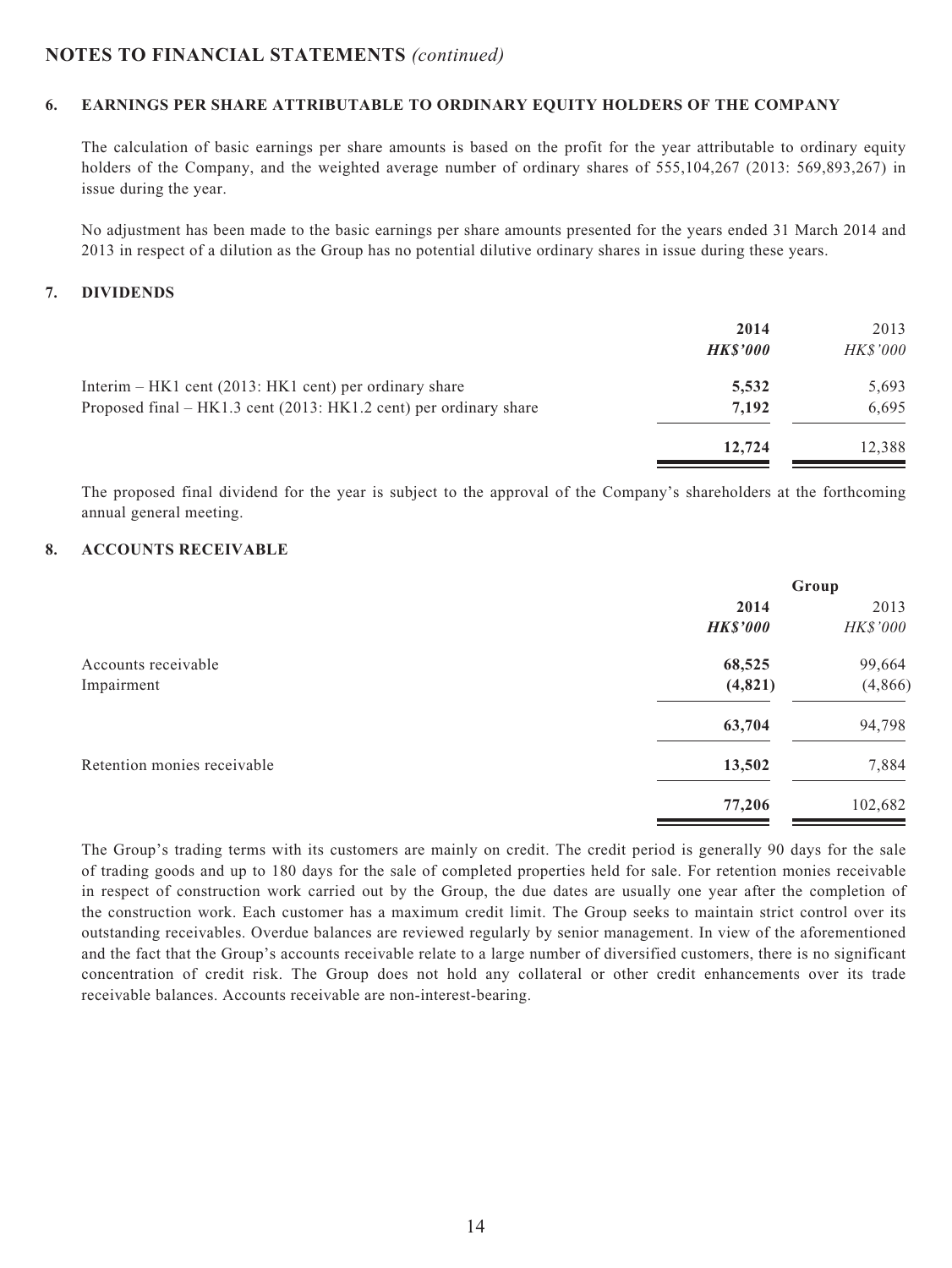## NOTES TO FINANCIAL STATEMENTS *(continued)*

### 6. EARNINGS PER SHARE ATTRIBUTABLE TO ORDINARY EQUITY HOLDERS OF THE COMPANY

The calculation of basic earnings per share amounts is based on the profit for the year attributable to ordinary equity holders of the Company, and the weighted average number of ordinary shares of 555,104,267 (2013: 569,893,267) in issue during the year.

No adjustment has been made to the basic earnings per share amounts presented for the years ended 31 March 2014 and 2013 in respect of a dilution as the Group has no potential dilutive ordinary shares in issue during these years.

### 7. DIVIDENDS

| | 2014 | 2013 |
|---|---|---|
| | *HK$'000* | *HK$'000* |
| Interim – HK1 cent (2013: HK1 cent) per ordinary share | **5,532** | 5,693 |
| Proposed final – HK1.3 cent (2013: HK1.2 cent) per ordinary share | **7,192** | 6,695 |
| | **12,724** | 12,388 |

The proposed final dividend for the year is subject to the approval of the Company's shareholders at the forthcoming annual general meeting.

### 8. ACCOUNTS RECEIVABLE

| | Group | |
|---|---|---|
| | 2014 | 2013 |
| | *HK$'000* | *HK$'000* |
| Accounts receivable | **68,525** | 99,664 |
| Impairment | **(4,821)** | (4,866) |
| | **63,704** | 94,798 |
| Retention monies receivable | **13,502** | 7,884 |
| | **77,206** | 102,682 |

The Group's trading terms with its customers are mainly on credit. The credit period is generally 90 days for the sale of trading goods and up to 180 days for the sale of completed properties held for sale. For retention monies receivable in respect of construction work carried out by the Group, the due dates are usually one year after the completion of the construction work. Each customer has a maximum credit limit. The Group seeks to maintain strict control over its outstanding receivables. Overdue balances are reviewed regularly by senior management. In view of the aforementioned and the fact that the Group's accounts receivable relate to a large number of diversified customers, there is no significant concentration of credit risk. The Group does not hold any collateral or other credit enhancements over its trade receivable balances. Accounts receivable are non-interest-bearing.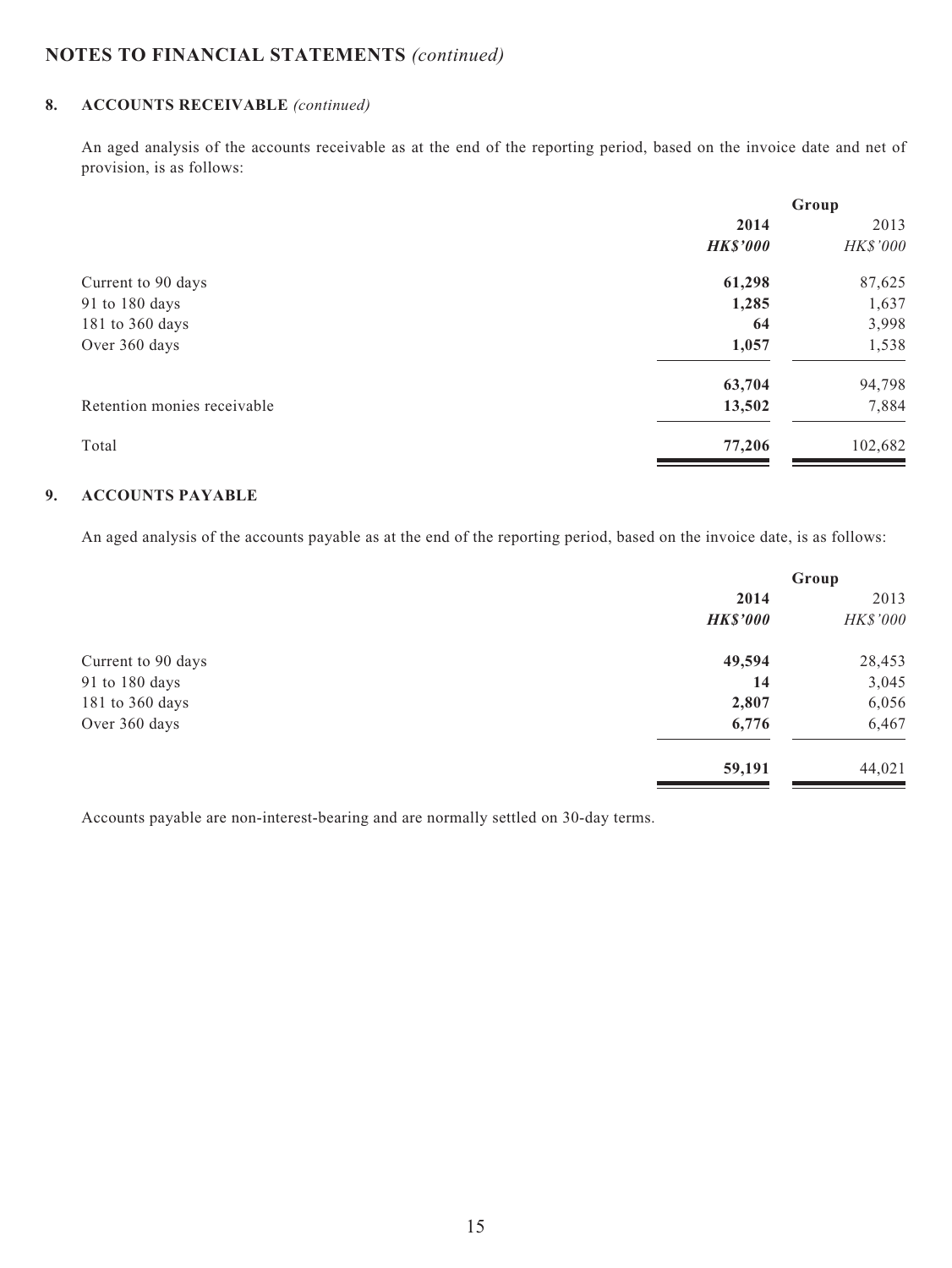# NOTES TO FINANCIAL STATEMENTS *(continued)*

## 8. ACCOUNTS RECEIVABLE *(continued)*

An aged analysis of the accounts receivable as at the end of the reporting period, based on the invoice date and net of provision, is as follows:

| | Group | |
|---|---|---|
| | **2014** | 2013 |
| | ***HK$'000*** | *HK$'000* |
| Current to 90 days | **61,298** | 87,625 |
| 91 to 180 days | **1,285** | 1,637 |
| 181 to 360 days | **64** | 3,998 |
| Over 360 days | **1,057** | 1,538 |
| | **63,704** | 94,798 |
| Retention monies receivable | **13,502** | 7,884 |
| Total | **77,206** | 102,682 |

## 9. ACCOUNTS PAYABLE

An aged analysis of the accounts payable as at the end of the reporting period, based on the invoice date, is as follows:

| | Group | |
|---|---|---|
| | **2014** | 2013 |
| | ***HK$'000*** | *HK$'000* |
| Current to 90 days | **49,594** | 28,453 |
| 91 to 180 days | **14** | 3,045 |
| 181 to 360 days | **2,807** | 6,056 |
| Over 360 days | **6,776** | 6,467 |
| | **59,191** | 44,021 |

Accounts payable are non-interest-bearing and are normally settled on 30-day terms.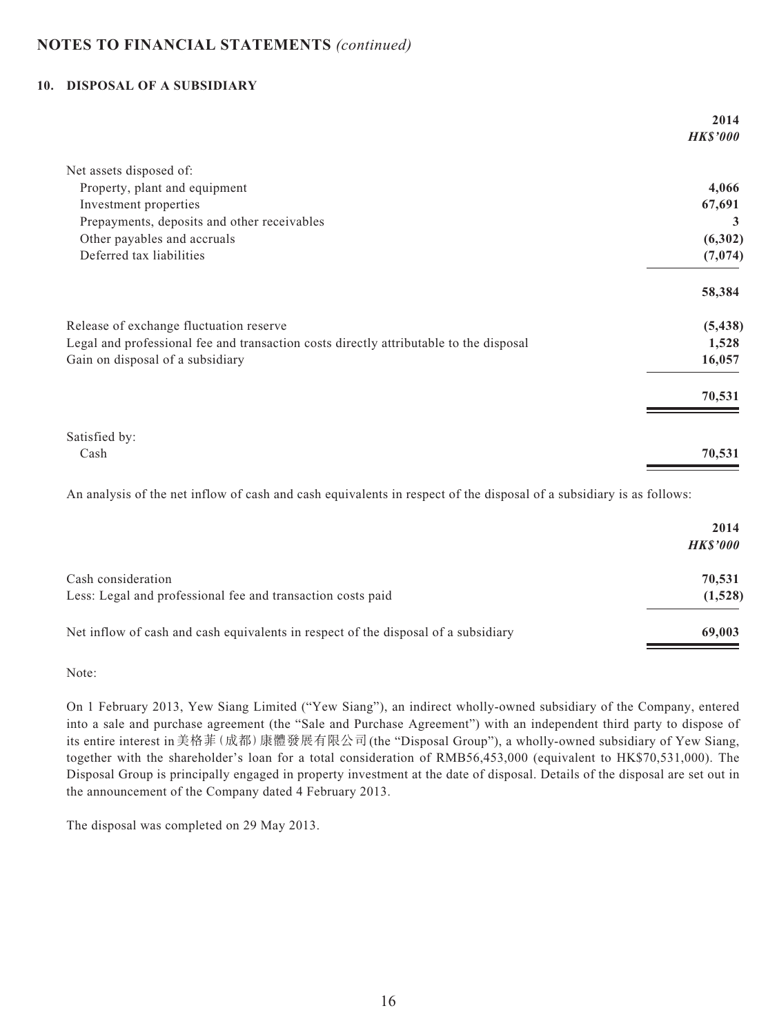## NOTES TO FINANCIAL STATEMENTS *(continued)*

### 10. DISPOSAL OF A SUBSIDIARY

| | 2014 |
|---|---|
| | *HK$'000* |
| Net assets disposed of: | |
| Property, plant and equipment | 4,066 |
| Investment properties | 67,691 |
| Prepayments, deposits and other receivables | 3 |
| Other payables and accruals | (6,302) |
| Deferred tax liabilities | (7,074) |
| | 58,384 |
| Release of exchange fluctuation reserve | (5,438) |
| Legal and professional fee and transaction costs directly attributable to the disposal | 1,528 |
| Gain on disposal of a subsidiary | 16,057 |
| | 70,531 |
| Satisfied by: | |
| Cash | 70,531 |

An analysis of the net inflow of cash and cash equivalents in respect of the disposal of a subsidiary is as follows:

| | 2014 |
|---|---|
| | *HK$'000* |
| Cash consideration | 70,531 |
| Less: Legal and professional fee and transaction costs paid | (1,528) |
| Net inflow of cash and cash equivalents in respect of the disposal of a subsidiary | 69,003 |

Note:

On 1 February 2013, Yew Siang Limited ("Yew Siang"), an indirect wholly-owned subsidiary of the Company, entered into a sale and purchase agreement (the "Sale and Purchase Agreement") with an independent third party to dispose of its entire interest in美格菲(成都)康體發展有限公司(the "Disposal Group"), a wholly-owned subsidiary of Yew Siang, together with the shareholder's loan for a total consideration of RMB56,453,000 (equivalent to HK$70,531,000). The Disposal Group is principally engaged in property investment at the date of disposal. Details of the disposal are set out in the announcement of the Company dated 4 February 2013.

The disposal was completed on 29 May 2013.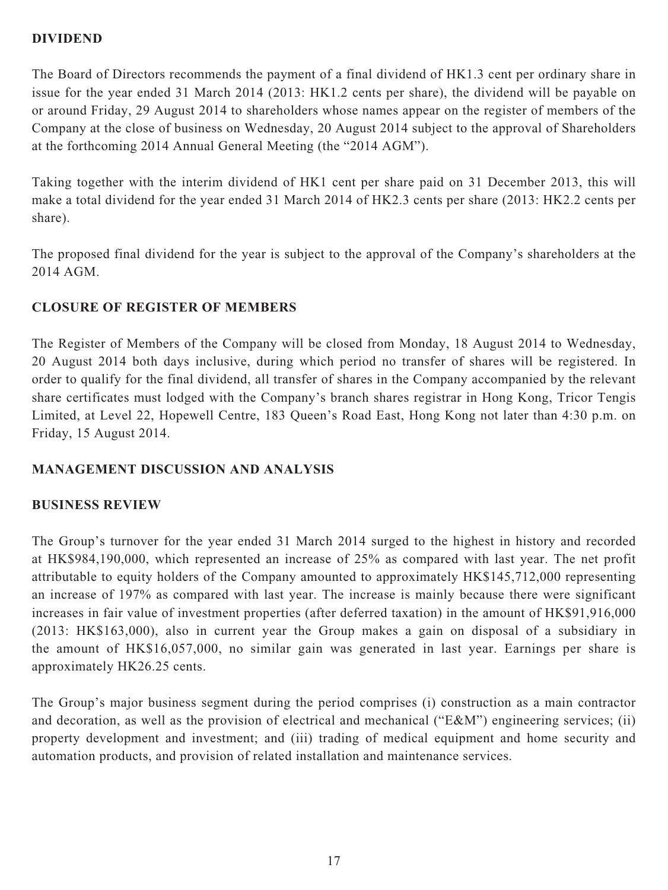## DIVIDEND

The Board of Directors recommends the payment of a final dividend of HK1.3 cent per ordinary share in issue for the year ended 31 March 2014 (2013: HK1.2 cents per share), the dividend will be payable on or around Friday, 29 August 2014 to shareholders whose names appear on the register of members of the Company at the close of business on Wednesday, 20 August 2014 subject to the approval of Shareholders at the forthcoming 2014 Annual General Meeting (the "2014 AGM").

Taking together with the interim dividend of HK1 cent per share paid on 31 December 2013, this will make a total dividend for the year ended 31 March 2014 of HK2.3 cents per share (2013: HK2.2 cents per share).

The proposed final dividend for the year is subject to the approval of the Company's shareholders at the 2014 AGM.

## CLOSURE OF REGISTER OF MEMBERS

The Register of Members of the Company will be closed from Monday, 18 August 2014 to Wednesday, 20 August 2014 both days inclusive, during which period no transfer of shares will be registered. In order to qualify for the final dividend, all transfer of shares in the Company accompanied by the relevant share certificates must lodged with the Company's branch shares registrar in Hong Kong, Tricor Tengis Limited, at Level 22, Hopewell Centre, 183 Queen's Road East, Hong Kong not later than 4:30 p.m. on Friday, 15 August 2014.

## MANAGEMENT DISCUSSION AND ANALYSIS

## BUSINESS REVIEW

The Group's turnover for the year ended 31 March 2014 surged to the highest in history and recorded at HK$984,190,000, which represented an increase of 25% as compared with last year. The net profit attributable to equity holders of the Company amounted to approximately HK$145,712,000 representing an increase of 197% as compared with last year. The increase is mainly because there were significant increases in fair value of investment properties (after deferred taxation) in the amount of HK$91,916,000 (2013: HK$163,000), also in current year the Group makes a gain on disposal of a subsidiary in the amount of HK$16,057,000, no similar gain was generated in last year. Earnings per share is approximately HK26.25 cents.

The Group's major business segment during the period comprises (i) construction as a main contractor and decoration, as well as the provision of electrical and mechanical ("E&M") engineering services; (ii) property development and investment; and (iii) trading of medical equipment and home security and automation products, and provision of related installation and maintenance services.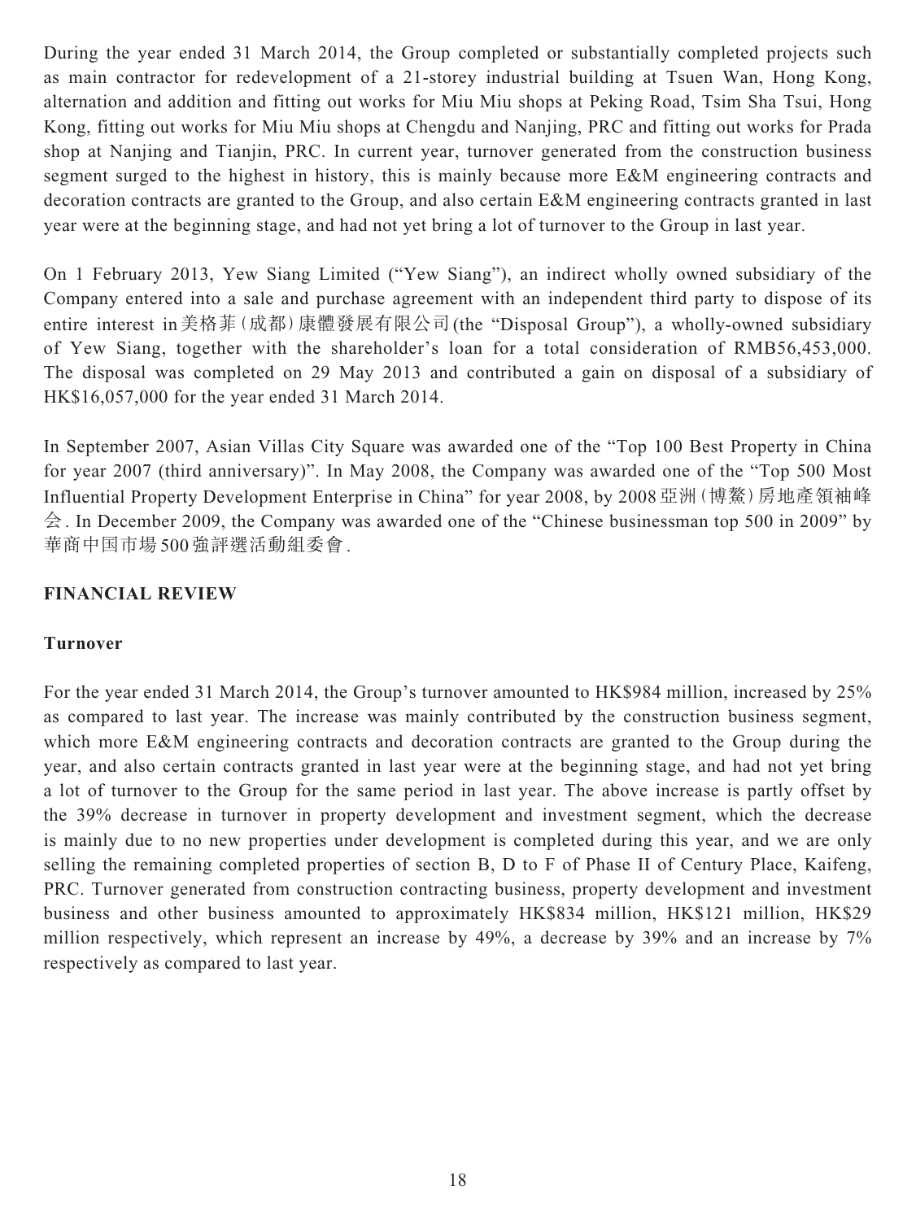During the year ended 31 March 2014, the Group completed or substantially completed projects such as main contractor for redevelopment of a 21-storey industrial building at Tsuen Wan, Hong Kong, alternation and addition and fitting out works for Miu Miu shops at Peking Road, Tsim Sha Tsui, Hong Kong, fitting out works for Miu Miu shops at Chengdu and Nanjing, PRC and fitting out works for Prada shop at Nanjing and Tianjin, PRC. In current year, turnover generated from the construction business segment surged to the highest in history, this is mainly because more E&M engineering contracts and decoration contracts are granted to the Group, and also certain E&M engineering contracts granted in last year were at the beginning stage, and had not yet bring a lot of turnover to the Group in last year.

On 1 February 2013, Yew Siang Limited ("Yew Siang"), an indirect wholly owned subsidiary of the Company entered into a sale and purchase agreement with an independent third party to dispose of its entire interest in美格菲(成都)康體發展有限公司(the "Disposal Group"), a wholly-owned subsidiary of Yew Siang, together with the shareholder's loan for a total consideration of RMB56,453,000. The disposal was completed on 29 May 2013 and contributed a gain on disposal of a subsidiary of HK$16,057,000 for the year ended 31 March 2014.

In September 2007, Asian Villas City Square was awarded one of the "Top 100 Best Property in China for year 2007 (third anniversary)". In May 2008, the Company was awarded one of the "Top 500 Most Influential Property Development Enterprise in China" for year 2008, by 2008亞洲(博鰲)房地產領袖峰会. In December 2009, the Company was awarded one of the "Chinese businessman top 500 in 2009" by 華商中国市場500強評選活動組委會.

## FINANCIAL REVIEW

### Turnover

For the year ended 31 March 2014, the Group's turnover amounted to HK$984 million, increased by 25% as compared to last year. The increase was mainly contributed by the construction business segment, which more E&M engineering contracts and decoration contracts are granted to the Group during the year, and also certain contracts granted in last year were at the beginning stage, and had not yet bring a lot of turnover to the Group for the same period in last year. The above increase is partly offset by the 39% decrease in turnover in property development and investment segment, which the decrease is mainly due to no new properties under development is completed during this year, and we are only selling the remaining completed properties of section B, D to F of Phase II of Century Place, Kaifeng, PRC. Turnover generated from construction contracting business, property development and investment business and other business amounted to approximately HK$834 million, HK$121 million, HK$29 million respectively, which represent an increase by 49%, a decrease by 39% and an increase by 7% respectively as compared to last year.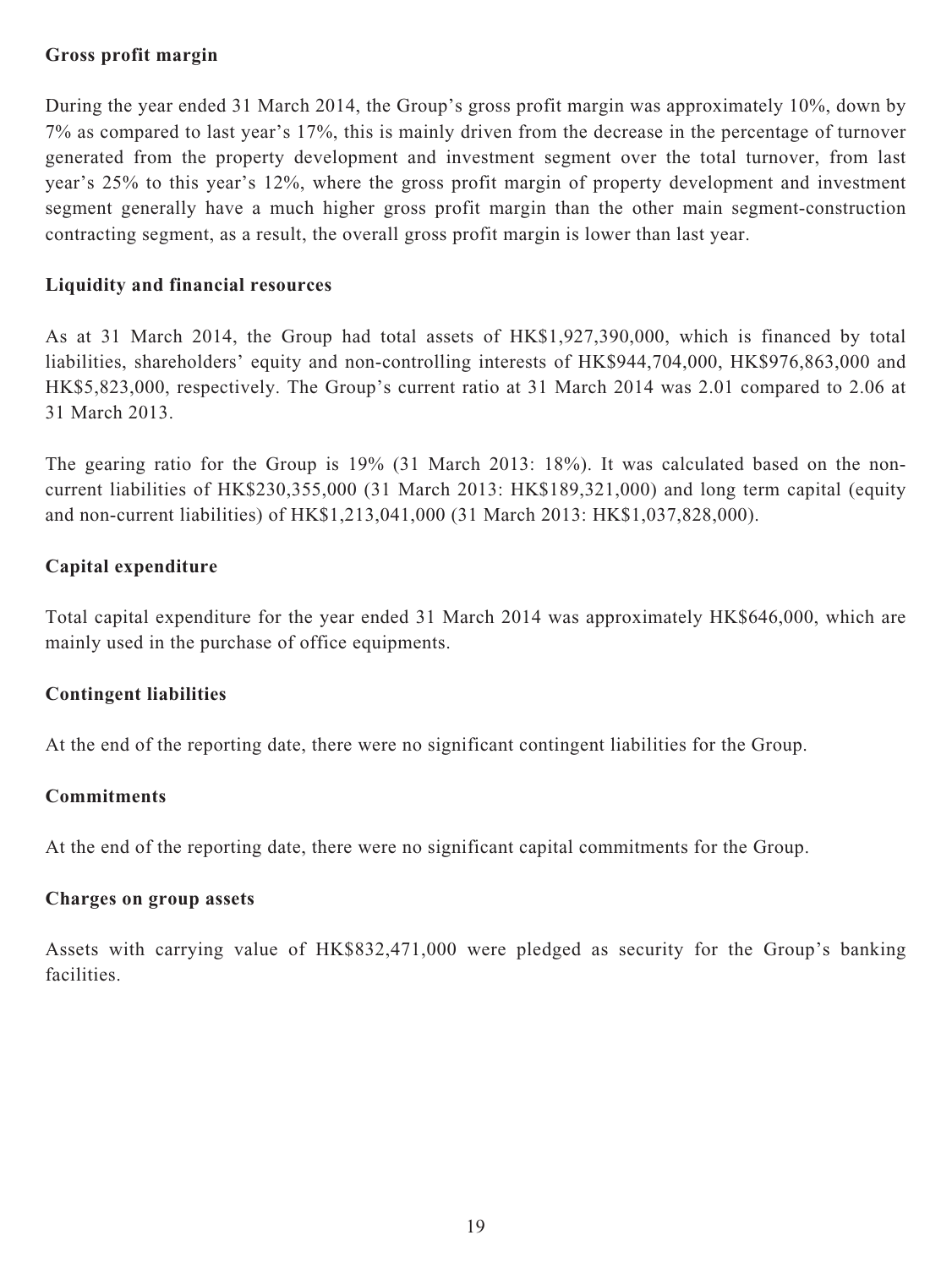**Gross profit margin**

During the year ended 31 March 2014, the Group's gross profit margin was approximately 10%, down by 7% as compared to last year's 17%, this is mainly driven from the decrease in the percentage of turnover generated from the property development and investment segment over the total turnover, from last year's 25% to this year's 12%, where the gross profit margin of property development and investment segment generally have a much higher gross profit margin than the other main segment-construction contracting segment, as a result, the overall gross profit margin is lower than last year.

**Liquidity and financial resources**

As at 31 March 2014, the Group had total assets of HK$1,927,390,000, which is financed by total liabilities, shareholders' equity and non-controlling interests of HK$944,704,000, HK$976,863,000 and HK$5,823,000, respectively. The Group's current ratio at 31 March 2014 was 2.01 compared to 2.06 at 31 March 2013.

The gearing ratio for the Group is 19% (31 March 2013: 18%). It was calculated based on the non-current liabilities of HK$230,355,000 (31 March 2013: HK$189,321,000) and long term capital (equity and non-current liabilities) of HK$1,213,041,000 (31 March 2013: HK$1,037,828,000).

**Capital expenditure**

Total capital expenditure for the year ended 31 March 2014 was approximately HK$646,000, which are mainly used in the purchase of office equipments.

**Contingent liabilities**

At the end of the reporting date, there were no significant contingent liabilities for the Group.

**Commitments**

At the end of the reporting date, there were no significant capital commitments for the Group.

**Charges on group assets**

Assets with carrying value of HK$832,471,000 were pledged as security for the Group's banking facilities.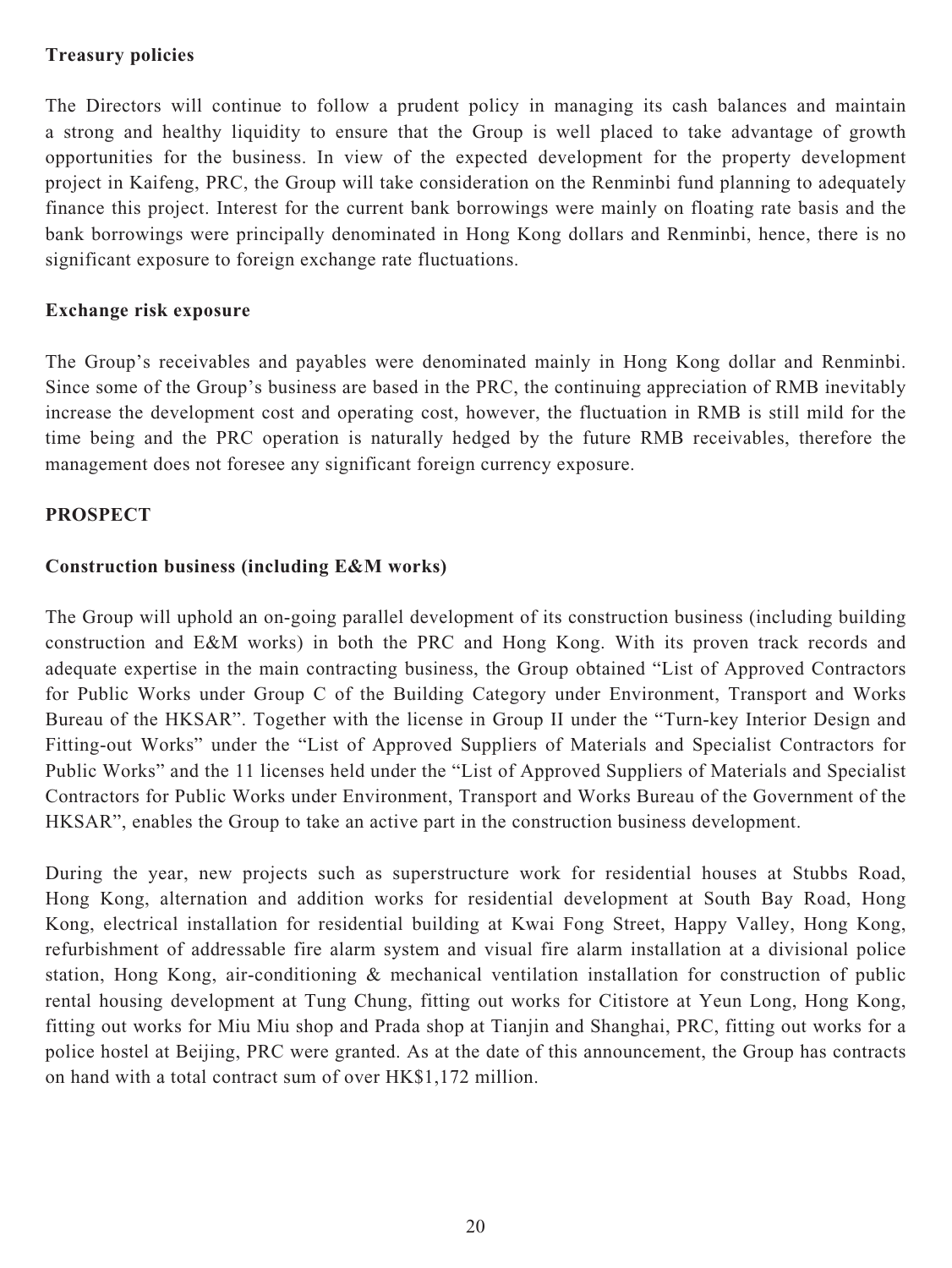**Treasury policies**

The Directors will continue to follow a prudent policy in managing its cash balances and maintain a strong and healthy liquidity to ensure that the Group is well placed to take advantage of growth opportunities for the business. In view of the expected development for the property development project in Kaifeng, PRC, the Group will take consideration on the Renminbi fund planning to adequately finance this project. Interest for the current bank borrowings were mainly on floating rate basis and the bank borrowings were principally denominated in Hong Kong dollars and Renminbi, hence, there is no significant exposure to foreign exchange rate fluctuations.

**Exchange risk exposure**

The Group's receivables and payables were denominated mainly in Hong Kong dollar and Renminbi. Since some of the Group's business are based in the PRC, the continuing appreciation of RMB inevitably increase the development cost and operating cost, however, the fluctuation in RMB is still mild for the time being and the PRC operation is naturally hedged by the future RMB receivables, therefore the management does not foresee any significant foreign currency exposure.

## PROSPECT

**Construction business (including E&M works)**

The Group will uphold an on-going parallel development of its construction business (including building construction and E&M works) in both the PRC and Hong Kong. With its proven track records and adequate expertise in the main contracting business, the Group obtained "List of Approved Contractors for Public Works under Group C of the Building Category under Environment, Transport and Works Bureau of the HKSAR". Together with the license in Group II under the "Turn-key Interior Design and Fitting-out Works" under the "List of Approved Suppliers of Materials and Specialist Contractors for Public Works" and the 11 licenses held under the "List of Approved Suppliers of Materials and Specialist Contractors for Public Works under Environment, Transport and Works Bureau of the Government of the HKSAR", enables the Group to take an active part in the construction business development.

During the year, new projects such as superstructure work for residential houses at Stubbs Road, Hong Kong, alternation and addition works for residential development at South Bay Road, Hong Kong, electrical installation for residential building at Kwai Fong Street, Happy Valley, Hong Kong, refurbishment of addressable fire alarm system and visual fire alarm installation at a divisional police station, Hong Kong, air-conditioning & mechanical ventilation installation for construction of public rental housing development at Tung Chung, fitting out works for Citistore at Yeun Long, Hong Kong, fitting out works for Miu Miu shop and Prada shop at Tianjin and Shanghai, PRC, fitting out works for a police hostel at Beijing, PRC were granted. As at the date of this announcement, the Group has contracts on hand with a total contract sum of over HK$1,172 million.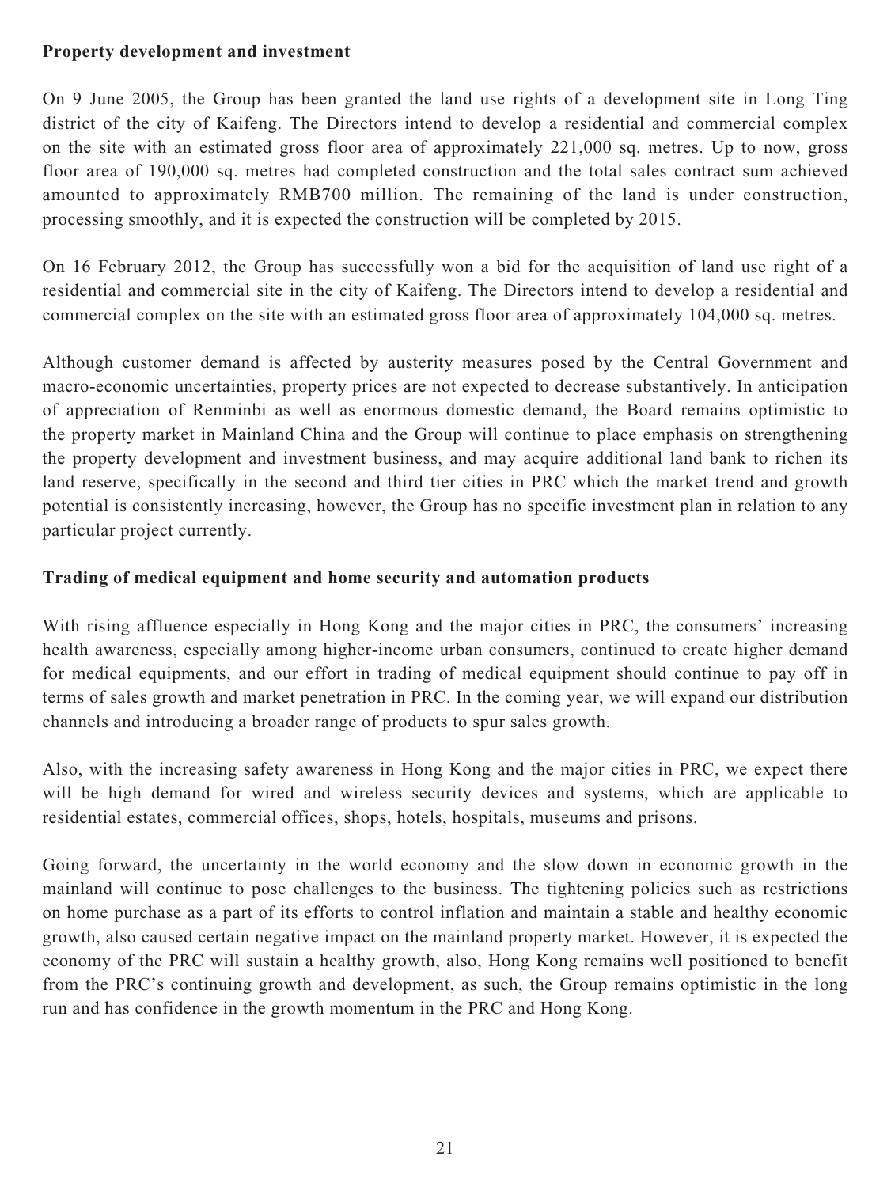**Property development and investment**

On 9 June 2005, the Group has been granted the land use rights of a development site in Long Ting district of the city of Kaifeng. The Directors intend to develop a residential and commercial complex on the site with an estimated gross floor area of approximately 221,000 sq. metres. Up to now, gross floor area of 190,000 sq. metres had completed construction and the total sales contract sum achieved amounted to approximately RMB700 million. The remaining of the land is under construction, processing smoothly, and it is expected the construction will be completed by 2015.

On 16 February 2012, the Group has successfully won a bid for the acquisition of land use right of a residential and commercial site in the city of Kaifeng. The Directors intend to develop a residential and commercial complex on the site with an estimated gross floor area of approximately 104,000 sq. metres.

Although customer demand is affected by austerity measures posed by the Central Government and macro-economic uncertainties, property prices are not expected to decrease substantively. In anticipation of appreciation of Renminbi as well as enormous domestic demand, the Board remains optimistic to the property market in Mainland China and the Group will continue to place emphasis on strengthening the property development and investment business, and may acquire additional land bank to richen its land reserve, specifically in the second and third tier cities in PRC which the market trend and growth potential is consistently increasing, however, the Group has no specific investment plan in relation to any particular project currently.

**Trading of medical equipment and home security and automation products**

With rising affluence especially in Hong Kong and the major cities in PRC, the consumers' increasing health awareness, especially among higher-income urban consumers, continued to create higher demand for medical equipments, and our effort in trading of medical equipment should continue to pay off in terms of sales growth and market penetration in PRC. In the coming year, we will expand our distribution channels and introducing a broader range of products to spur sales growth.

Also, with the increasing safety awareness in Hong Kong and the major cities in PRC, we expect there will be high demand for wired and wireless security devices and systems, which are applicable to residential estates, commercial offices, shops, hotels, hospitals, museums and prisons.

Going forward, the uncertainty in the world economy and the slow down in economic growth in the mainland will continue to pose challenges to the business. The tightening policies such as restrictions on home purchase as a part of its efforts to control inflation and maintain a stable and healthy economic growth, also caused certain negative impact on the mainland property market. However, it is expected the economy of the PRC will sustain a healthy growth, also, Hong Kong remains well positioned to benefit from the PRC's continuing growth and development, as such, the Group remains optimistic in the long run and has confidence in the growth momentum in the PRC and Hong Kong.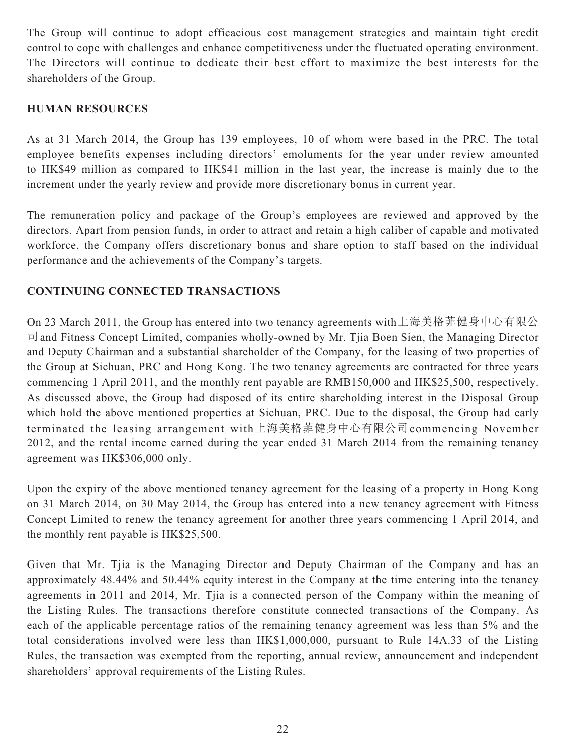The Group will continue to adopt efficacious cost management strategies and maintain tight credit control to cope with challenges and enhance competitiveness under the fluctuated operating environment. The Directors will continue to dedicate their best effort to maximize the best interests for the shareholders of the Group.

## HUMAN RESOURCES

As at 31 March 2014, the Group has 139 employees, 10 of whom were based in the PRC. The total employee benefits expenses including directors' emoluments for the year under review amounted to HK$49 million as compared to HK$41 million in the last year, the increase is mainly due to the increment under the yearly review and provide more discretionary bonus in current year.

The remuneration policy and package of the Group's employees are reviewed and approved by the directors. Apart from pension funds, in order to attract and retain a high caliber of capable and motivated workforce, the Company offers discretionary bonus and share option to staff based on the individual performance and the achievements of the Company's targets.

## CONTINUING CONNECTED TRANSACTIONS

On 23 March 2011, the Group has entered into two tenancy agreements with上海美格菲健身中心有限公司 and Fitness Concept Limited, companies wholly-owned by Mr. Tjia Boen Sien, the Managing Director and Deputy Chairman and a substantial shareholder of the Company, for the leasing of two properties of the Group at Sichuan, PRC and Hong Kong. The two tenancy agreements are contracted for three years commencing 1 April 2011, and the monthly rent payable are RMB150,000 and HK$25,500, respectively. As discussed above, the Group had disposed of its entire shareholding interest in the Disposal Group which hold the above mentioned properties at Sichuan, PRC. Due to the disposal, the Group had early terminated the leasing arrangement with上海美格菲健身中心有限公司commencing November 2012, and the rental income earned during the year ended 31 March 2014 from the remaining tenancy agreement was HK$306,000 only.

Upon the expiry of the above mentioned tenancy agreement for the leasing of a property in Hong Kong on 31 March 2014, on 30 May 2014, the Group has entered into a new tenancy agreement with Fitness Concept Limited to renew the tenancy agreement for another three years commencing 1 April 2014, and the monthly rent payable is HK$25,500.

Given that Mr. Tjia is the Managing Director and Deputy Chairman of the Company and has an approximately 48.44% and 50.44% equity interest in the Company at the time entering into the tenancy agreements in 2011 and 2014, Mr. Tjia is a connected person of the Company within the meaning of the Listing Rules. The transactions therefore constitute connected transactions of the Company. As each of the applicable percentage ratios of the remaining tenancy agreement was less than 5% and the total considerations involved were less than HK$1,000,000, pursuant to Rule 14A.33 of the Listing Rules, the transaction was exempted from the reporting, annual review, announcement and independent shareholders' approval requirements of the Listing Rules.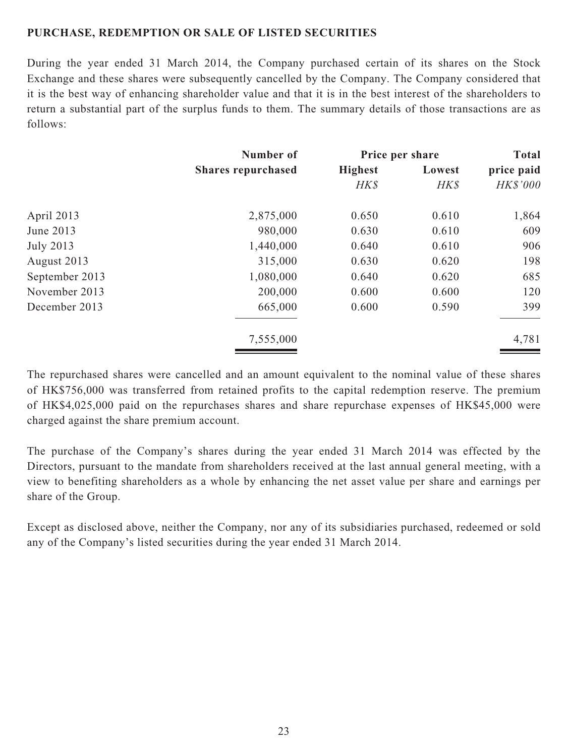**PURCHASE, REDEMPTION OR SALE OF LISTED SECURITIES**

During the year ended 31 March 2014, the Company purchased certain of its shares on the Stock Exchange and these shares were subsequently cancelled by the Company. The Company considered that it is the best way of enhancing shareholder value and that it is in the best interest of the shareholders to return a substantial part of the surplus funds to them. The summary details of those transactions are as follows:

| | Number of Shares repurchased | Price per share | | Total price paid |
|---|---|---|---|---|
| | | Highest | Lowest | |
| | | *HK$* | *HK$* | *HK$'000* |
| April 2013 | 2,875,000 | 0.650 | 0.610 | 1,864 |
| June 2013 | 980,000 | 0.630 | 0.610 | 609 |
| July 2013 | 1,440,000 | 0.640 | 0.610 | 906 |
| August 2013 | 315,000 | 0.630 | 0.620 | 198 |
| September 2013 | 1,080,000 | 0.640 | 0.620 | 685 |
| November 2013 | 200,000 | 0.600 | 0.600 | 120 |
| December 2013 | 665,000 | 0.600 | 0.590 | 399 |
| | 7,555,000 | | | 4,781 |

The repurchased shares were cancelled and an amount equivalent to the nominal value of these shares of HK$756,000 was transferred from retained profits to the capital redemption reserve. The premium of HK$4,025,000 paid on the repurchases shares and share repurchase expenses of HK$45,000 were charged against the share premium account.

The purchase of the Company's shares during the year ended 31 March 2014 was effected by the Directors, pursuant to the mandate from shareholders received at the last annual general meeting, with a view to benefiting shareholders as a whole by enhancing the net asset value per share and earnings per share of the Group.

Except as disclosed above, neither the Company, nor any of its subsidiaries purchased, redeemed or sold any of the Company's listed securities during the year ended 31 March 2014.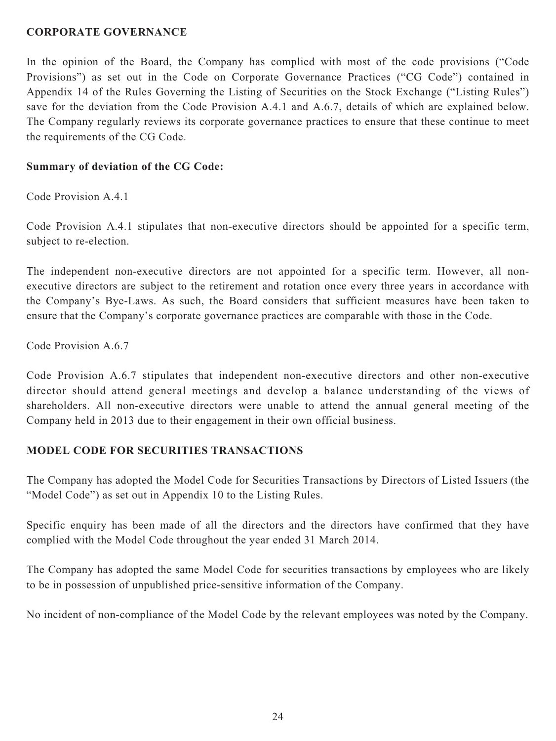## CORPORATE GOVERNANCE

In the opinion of the Board, the Company has complied with most of the code provisions ("Code Provisions") as set out in the Code on Corporate Governance Practices ("CG Code") contained in Appendix 14 of the Rules Governing the Listing of Securities on the Stock Exchange ("Listing Rules") save for the deviation from the Code Provision A.4.1 and A.6.7, details of which are explained below. The Company regularly reviews its corporate governance practices to ensure that these continue to meet the requirements of the CG Code.

### Summary of deviation of the CG Code:

Code Provision A.4.1

Code Provision A.4.1 stipulates that non-executive directors should be appointed for a specific term, subject to re-election.

The independent non-executive directors are not appointed for a specific term. However, all non-executive directors are subject to the retirement and rotation once every three years in accordance with the Company's Bye-Laws. As such, the Board considers that sufficient measures have been taken to ensure that the Company's corporate governance practices are comparable with those in the Code.

Code Provision A.6.7

Code Provision A.6.7 stipulates that independent non-executive directors and other non-executive director should attend general meetings and develop a balance understanding of the views of shareholders. All non-executive directors were unable to attend the annual general meeting of the Company held in 2013 due to their engagement in their own official business.

## MODEL CODE FOR SECURITIES TRANSACTIONS

The Company has adopted the Model Code for Securities Transactions by Directors of Listed Issuers (the "Model Code") as set out in Appendix 10 to the Listing Rules.

Specific enquiry has been made of all the directors and the directors have confirmed that they have complied with the Model Code throughout the year ended 31 March 2014.

The Company has adopted the same Model Code for securities transactions by employees who are likely to be in possession of unpublished price-sensitive information of the Company.

No incident of non-compliance of the Model Code by the relevant employees was noted by the Company.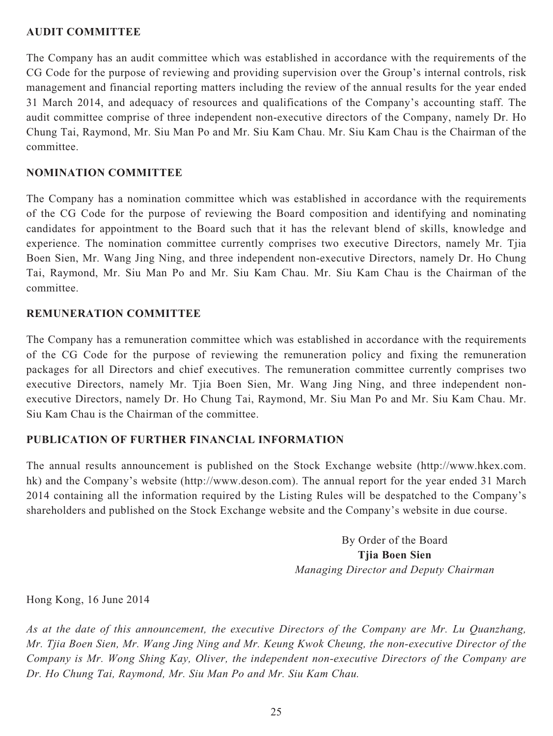## AUDIT COMMITTEE

The Company has an audit committee which was established in accordance with the requirements of the CG Code for the purpose of reviewing and providing supervision over the Group's internal controls, risk management and financial reporting matters including the review of the annual results for the year ended 31 March 2014, and adequacy of resources and qualifications of the Company's accounting staff. The audit committee comprise of three independent non-executive directors of the Company, namely Dr. Ho Chung Tai, Raymond, Mr. Siu Man Po and Mr. Siu Kam Chau. Mr. Siu Kam Chau is the Chairman of the committee.

## NOMINATION COMMITTEE

The Company has a nomination committee which was established in accordance with the requirements of the CG Code for the purpose of reviewing the Board composition and identifying and nominating candidates for appointment to the Board such that it has the relevant blend of skills, knowledge and experience. The nomination committee currently comprises two executive Directors, namely Mr. Tjia Boen Sien, Mr. Wang Jing Ning, and three independent non-executive Directors, namely Dr. Ho Chung Tai, Raymond, Mr. Siu Man Po and Mr. Siu Kam Chau. Mr. Siu Kam Chau is the Chairman of the committee.

## REMUNERATION COMMITTEE

The Company has a remuneration committee which was established in accordance with the requirements of the CG Code for the purpose of reviewing the remuneration policy and fixing the remuneration packages for all Directors and chief executives. The remuneration committee currently comprises two executive Directors, namely Mr. Tjia Boen Sien, Mr. Wang Jing Ning, and three independent non-executive Directors, namely Dr. Ho Chung Tai, Raymond, Mr. Siu Man Po and Mr. Siu Kam Chau. Mr. Siu Kam Chau is the Chairman of the committee.

## PUBLICATION OF FURTHER FINANCIAL INFORMATION

The annual results announcement is published on the Stock Exchange website (http://www.hkex.com.hk) and the Company's website (http://www.deson.com). The annual report for the year ended 31 March 2014 containing all the information required by the Listing Rules will be despatched to the Company's shareholders and published on the Stock Exchange website and the Company's website in due course.

By Order of the Board
**Tjia Boen Sien**
*Managing Director and Deputy Chairman*

Hong Kong, 16 June 2014

*As at the date of this announcement, the executive Directors of the Company are Mr. Lu Quanzhang, Mr. Tjia Boen Sien, Mr. Wang Jing Ning and Mr. Keung Kwok Cheung, the non-executive Director of the Company is Mr. Wong Shing Kay, Oliver, the independent non-executive Directors of the Company are Dr. Ho Chung Tai, Raymond, Mr. Siu Man Po and Mr. Siu Kam Chau.*